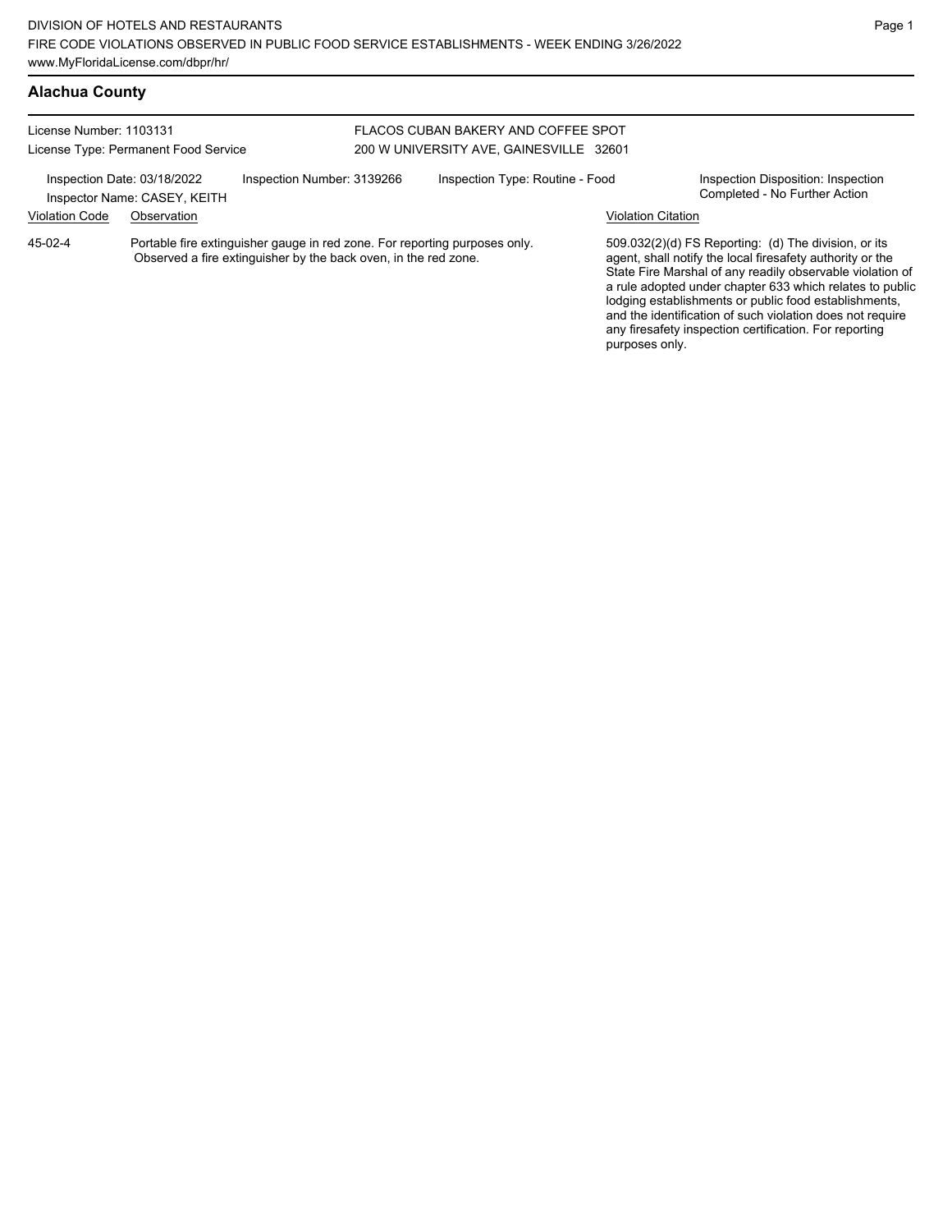DIVISION OF HOTELS AND RESTAURANTS
FIRE CODE VIOLATIONS OBSERVED IN PUBLIC FOOD SERVICE ESTABLISHMENTS - WEEK ENDING 3/26/2022
www.MyFloridaLicense.com/dbpr/hr/

## Alachua County

License Number: 1103131
License Type: Permanent Food Service

FLACOS CUBAN BAKERY AND COFFEE SPOT
200 W UNIVERSITY AVE, GAINESVILLE 32601

Inspection Date: 03/18/2022
Inspector Name: CASEY, KEITH
Inspection Number: 3139266
Inspection Type: Routine - Food
Inspection Disposition: Inspection Completed - No Further Action

| Violation Code | Observation | Violation Citation |
| --- | --- | --- |
| 45-02-4 | Portable fire extinguisher gauge in red zone. For reporting purposes only. Observed a fire extinguisher by the back oven, in the red zone. | 509.032(2)(d) FS Reporting: (d) The division, or its agent, shall notify the local firesafety authority or the State Fire Marshal of any readily observable violation of a rule adopted under chapter 633 which relates to public lodging establishments or public food establishments, and the identification of such violation does not require any firesafety inspection certification. For reporting purposes only. |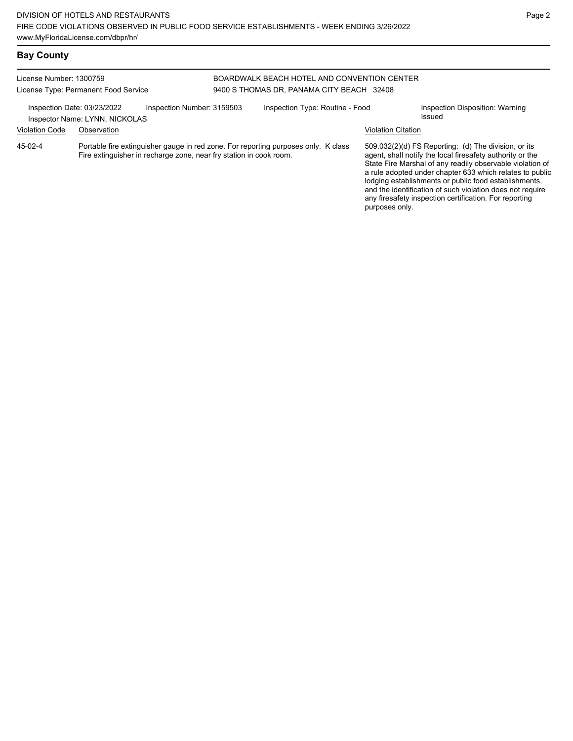## Bay County

License Number: 1300759
License Type: Permanent Food Service

BOARDWALK BEACH HOTEL AND CONVENTION CENTER
9400 S THOMAS DR, PANAMA CITY BEACH 32408

Inspection Date: 03/23/2022
Inspector Name: LYNN, NICKOLAS
Inspection Number: 3159503
Inspection Type: Routine - Food
Inspection Disposition: Warning Issued

| Violation Code | Observation | Violation Citation |
| --- | --- | --- |
| 45-02-4 | Portable fire extinguisher gauge in red zone. For reporting purposes only. K class Fire extinguisher in recharge zone, near fry station in cook room. | 509.032(2)(d) FS Reporting: (d) The division, or its agent, shall notify the local firesafety authority or the State Fire Marshal of any readily observable violation of a rule adopted under chapter 633 which relates to public lodging establishments or public food establishments, and the identification of such violation does not require any firesafety inspection certification. For reporting purposes only. |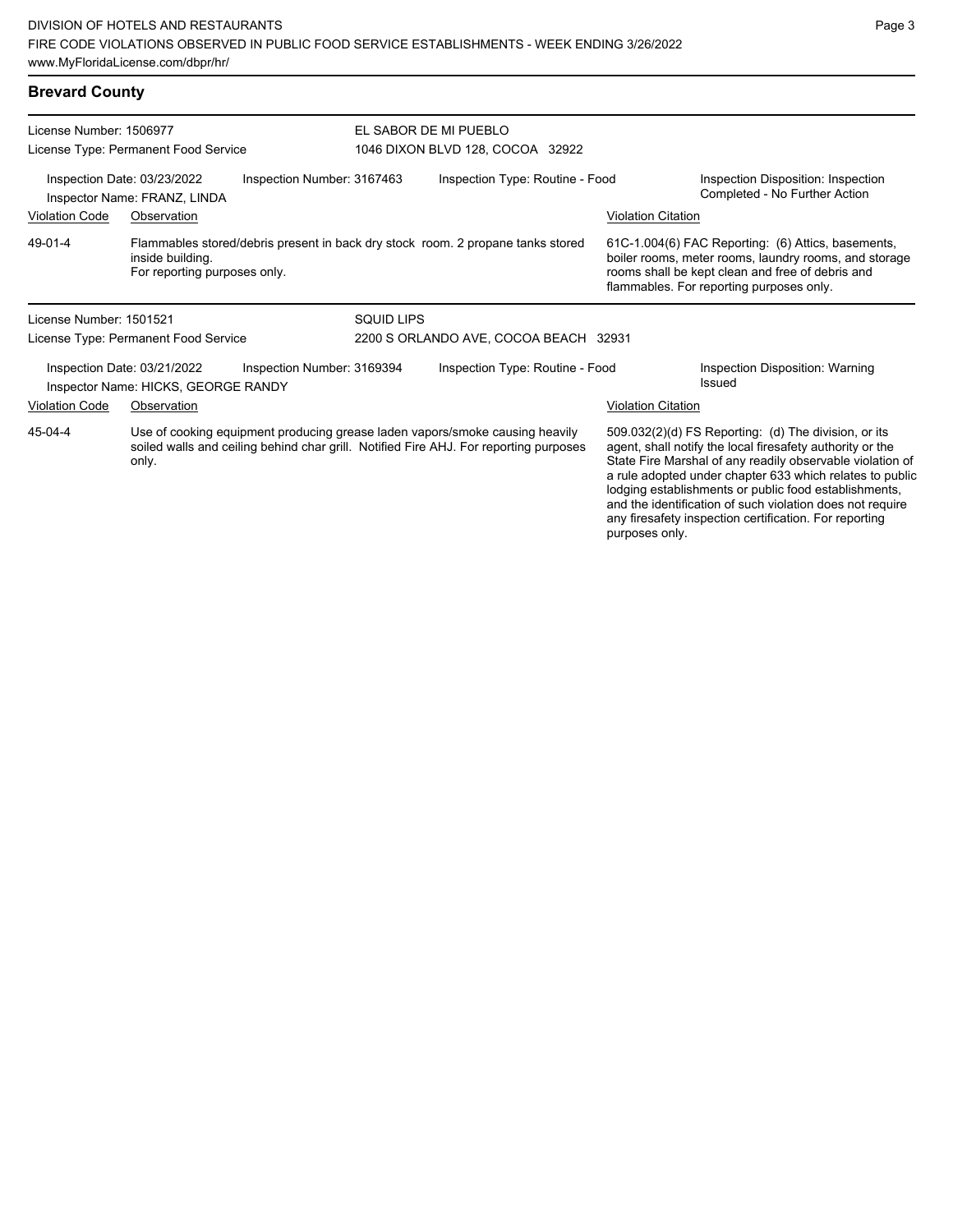## Brevard County

License Number: 1506977
License Type: Permanent Food Service

EL SABOR DE MI PUEBLO
1046 DIXON BLVD 128, COCOA 32922

Inspection Date: 03/23/2022
Inspector Name: FRANZ, LINDA
Inspection Number: 3167463
Inspection Type: Routine - Food
Inspection Disposition: Inspection Completed - No Further Action

| Violation Code | Observation | Violation Citation |
|---|---|---|
| 49-01-4 | Flammables stored/debris present in back dry stock room. 2 propane tanks stored inside building. For reporting purposes only. | 61C-1.004(6) FAC Reporting: (6) Attics, basements, boiler rooms, meter rooms, laundry rooms, and storage rooms shall be kept clean and free of debris and flammables. For reporting purposes only. |

License Number: 1501521
License Type: Permanent Food Service

SQUID LIPS
2200 S ORLANDO AVE, COCOA BEACH 32931

Inspection Date: 03/21/2022
Inspector Name: HICKS, GEORGE RANDY
Inspection Number: 3169394
Inspection Type: Routine - Food
Inspection Disposition: Warning Issued

| Violation Code | Observation | Violation Citation |
|---|---|---|
| 45-04-4 | Use of cooking equipment producing grease laden vapors/smoke causing heavily soiled walls and ceiling behind char grill. Notified Fire AHJ. For reporting purposes only. | 509.032(2)(d) FS Reporting: (d) The division, or its agent, shall notify the local firesafety authority or the State Fire Marshal of any readily observable violation of a rule adopted under chapter 633 which relates to public lodging establishments or public food establishments, and the identification of such violation does not require any firesafety inspection certification. For reporting purposes only. |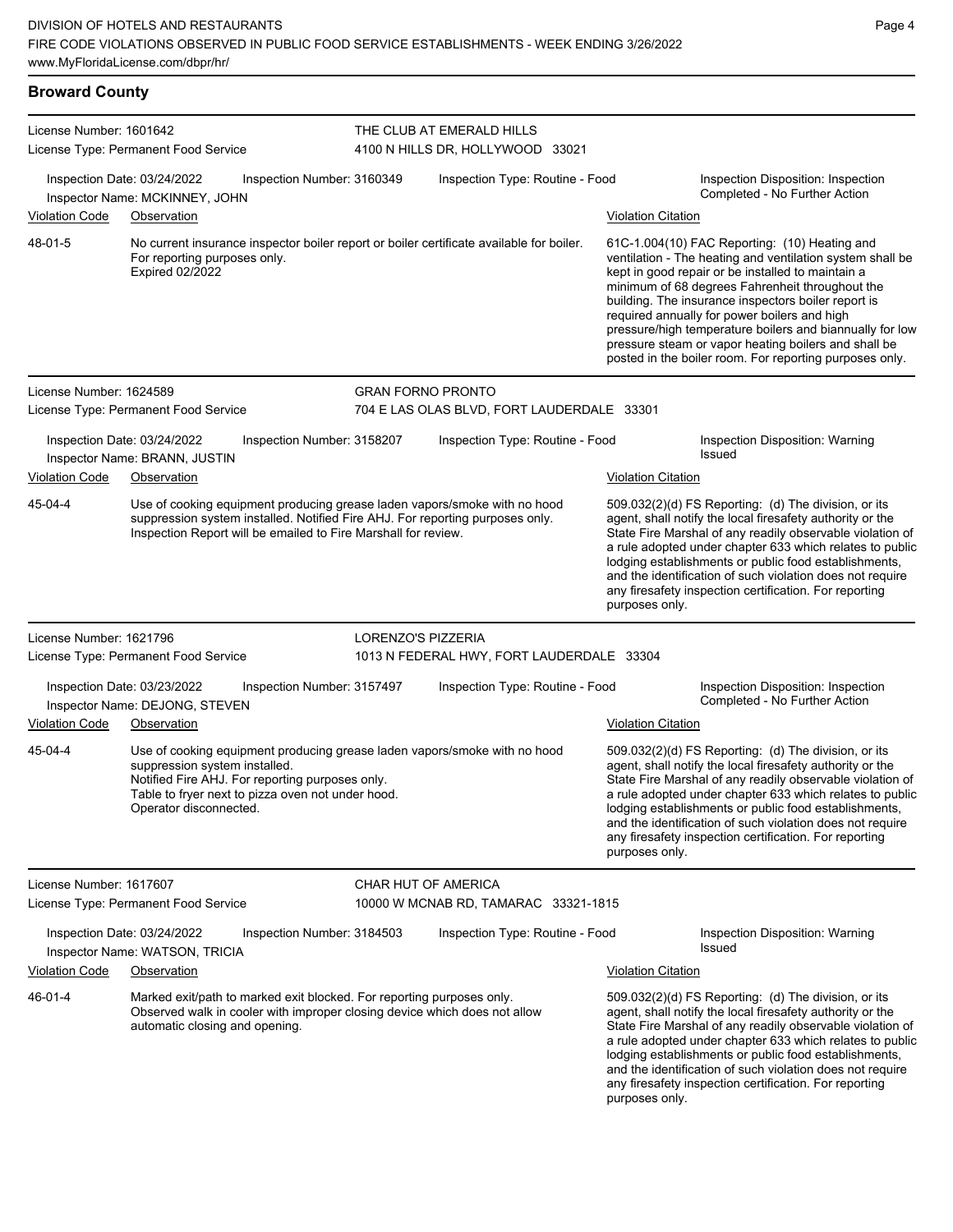## Broward County

**License Number:** 1601642
**License Type:** Permanent Food Service
**THE CLUB AT EMERALD HILLS**
4100 N HILLS DR, HOLLYWOOD 33021

Inspection Date: 03/24/2022 | Inspection Number: 3160349 | Inspection Type: Routine - Food | Inspection Disposition: Inspection Completed - No Further Action
Inspector Name: MCKINNEY, JOHN

| Violation Code | Observation | Violation Citation |
|---|---|---|
| 48-01-5 | No current insurance inspector boiler report or boiler certificate available for boiler. For reporting purposes only. Expired 02/2022 | 61C-1.004(10) FAC Reporting: (10) Heating and ventilation - The heating and ventilation system shall be kept in good repair or be installed to maintain a minimum of 68 degrees Fahrenheit throughout the building. The insurance inspectors boiler report is required annually for power boilers and high pressure/high temperature boilers and biannually for low pressure steam or vapor heating boilers and shall be posted in the boiler room. For reporting purposes only. |

**License Number:** 1624589
**License Type:** Permanent Food Service
**GRAN FORNO PRONTO**
704 E LAS OLAS BLVD, FORT LAUDERDALE 33301

Inspection Date: 03/24/2022 | Inspection Number: 3158207 | Inspection Type: Routine - Food | Inspection Disposition: Warning Issued
Inspector Name: BRANN, JUSTIN

| Violation Code | Observation | Violation Citation |
|---|---|---|
| 45-04-4 | Use of cooking equipment producing grease laden vapors/smoke with no hood suppression system installed. Notified Fire AHJ. For reporting purposes only. Inspection Report will be emailed to Fire Marshall for review. | 509.032(2)(d) FS Reporting: (d) The division, or its agent, shall notify the local firesafety authority or the State Fire Marshal of any readily observable violation of a rule adopted under chapter 633 which relates to public lodging establishments or public food establishments, and the identification of such violation does not require any firesafety inspection certification. For reporting purposes only. |

**License Number:** 1621796
**License Type:** Permanent Food Service
**LORENZO'S PIZZERIA**
1013 N FEDERAL HWY, FORT LAUDERDALE 33304

Inspection Date: 03/23/2022 | Inspection Number: 3157497 | Inspection Type: Routine - Food | Inspection Disposition: Inspection Completed - No Further Action
Inspector Name: DEJONG, STEVEN

| Violation Code | Observation | Violation Citation |
|---|---|---|
| 45-04-4 | Use of cooking equipment producing grease laden vapors/smoke with no hood suppression system installed. Notified Fire AHJ. For reporting purposes only. Table to fryer next to pizza oven not under hood. Operator disconnected. | 509.032(2)(d) FS Reporting: (d) The division, or its agent, shall notify the local firesafety authority or the State Fire Marshal of any readily observable violation of a rule adopted under chapter 633 which relates to public lodging establishments or public food establishments, and the identification of such violation does not require any firesafety inspection certification. For reporting purposes only. |

**License Number:** 1617607
**License Type:** Permanent Food Service
**CHAR HUT OF AMERICA**
10000 W MCNAB RD, TAMARAC 33321-1815

Inspection Date: 03/24/2022 | Inspection Number: 3184503 | Inspection Type: Routine - Food | Inspection Disposition: Warning Issued
Inspector Name: WATSON, TRICIA

| Violation Code | Observation | Violation Citation |
|---|---|---|
| 46-01-4 | Marked exit/path to marked exit blocked. For reporting purposes only. Observed walk in cooler with improper closing device which does not allow automatic closing and opening. | 509.032(2)(d) FS Reporting: (d) The division, or its agent, shall notify the local firesafety authority or the State Fire Marshal of any readily observable violation of a rule adopted under chapter 633 which relates to public lodging establishments or public food establishments, and the identification of such violation does not require any firesafety inspection certification. For reporting purposes only. |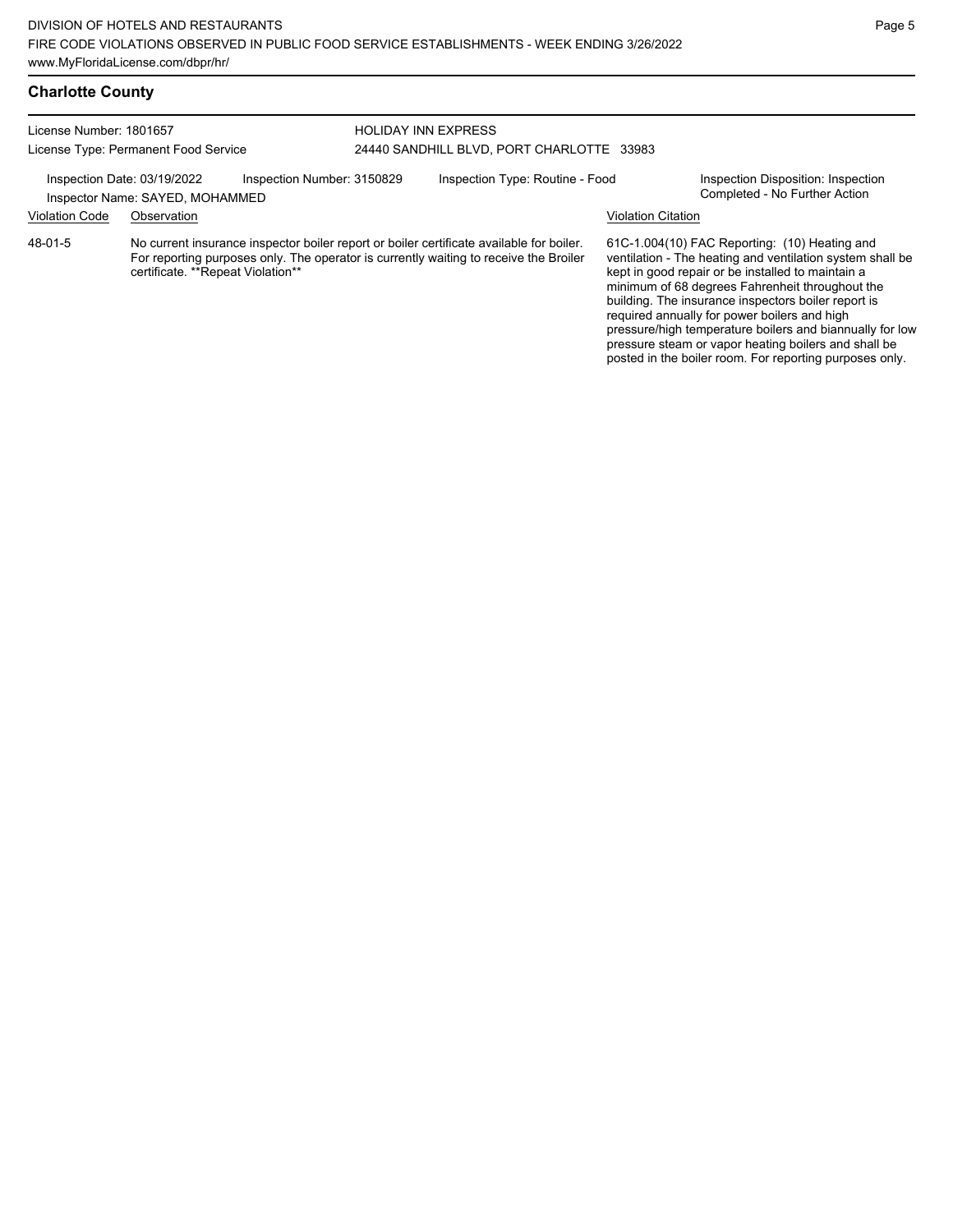## Charlotte County

License Number: 1801657
License Type: Permanent Food Service

HOLIDAY INN EXPRESS
24440 SANDHILL BLVD, PORT CHARLOTTE 33983

Inspection Date: 03/19/2022
Inspector Name: SAYED, MOHAMMED
Inspection Number: 3150829
Inspection Type: Routine - Food
Inspection Disposition: Inspection Completed - No Further Action

| Violation Code | Observation | Violation Citation |
|---|---|---|
| 48-01-5 | No current insurance inspector boiler report or boiler certificate available for boiler. For reporting purposes only. The operator is currently waiting to receive the Broiler certificate. **Repeat Violation** | 61C-1.004(10) FAC Reporting: (10) Heating and ventilation - The heating and ventilation system shall be kept in good repair or be installed to maintain a minimum of 68 degrees Fahrenheit throughout the building. The insurance inspectors boiler report is required annually for power boilers and high pressure/high temperature boilers and biannually for low pressure steam or vapor heating boilers and shall be posted in the boiler room. For reporting purposes only. |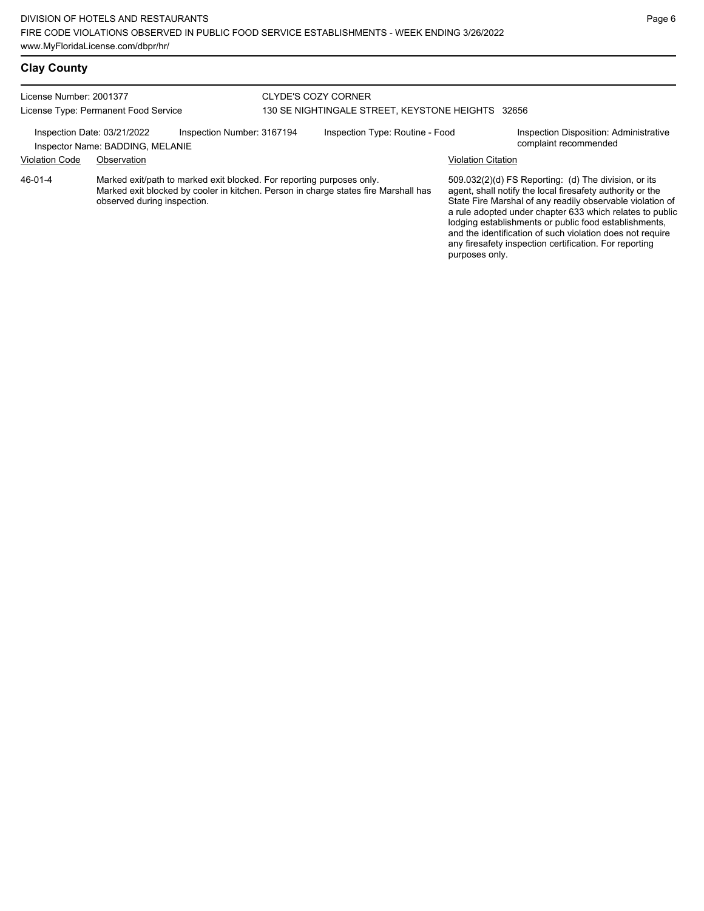## Clay County

License Number: 2001377
License Type: Permanent Food Service

CLYDE'S COZY CORNER
130 SE NIGHTINGALE STREET, KEYSTONE HEIGHTS 32656

Inspection Date: 03/21/2022
Inspector Name: BADDING, MELANIE
Inspection Number: 3167194
Inspection Type: Routine - Food
Inspection Disposition: Administrative complaint recommended

| Violation Code | Observation | Violation Citation |
| --- | --- | --- |
| 46-01-4 | Marked exit/path to marked exit blocked. For reporting purposes only. Marked exit blocked by cooler in kitchen. Person in charge states fire Marshall has observed during inspection. | 509.032(2)(d) FS Reporting: (d) The division, or its agent, shall notify the local firesafety authority or the State Fire Marshal of any readily observable violation of a rule adopted under chapter 633 which relates to public lodging establishments or public food establishments, and the identification of such violation does not require any firesafety inspection certification. For reporting purposes only. |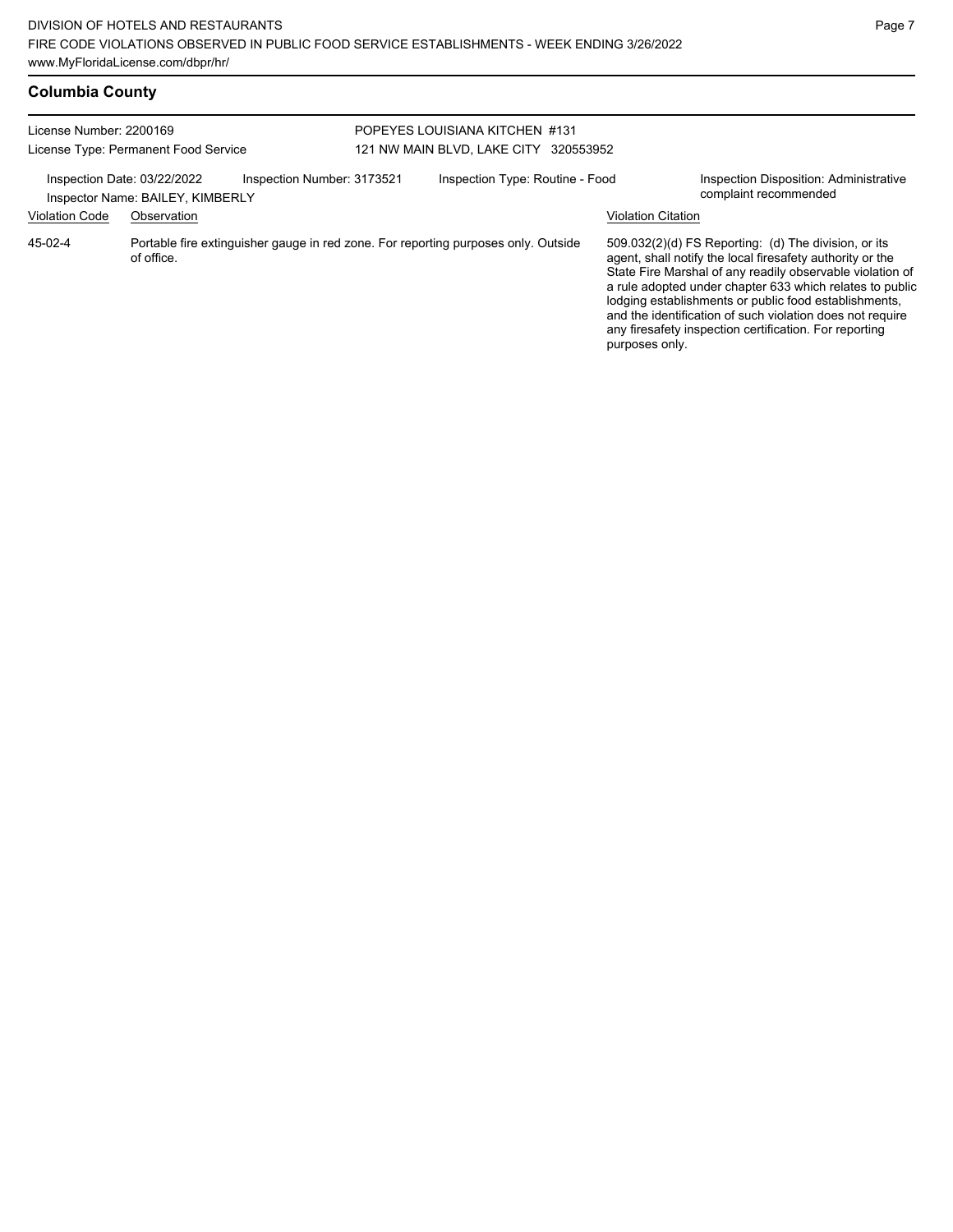## Columbia County

License Number: 2200169
License Type: Permanent Food Service

POPEYES LOUISIANA KITCHEN #131
121 NW MAIN BLVD, LAKE CITY 320553952

Inspection Date: 03/22/2022
Inspector Name: BAILEY, KIMBERLY
Inspection Number: 3173521
Inspection Type: Routine - Food
Inspection Disposition: Administrative complaint recommended

| Violation Code | Observation | Violation Citation |
|---|---|---|
| 45-02-4 | Portable fire extinguisher gauge in red zone. For reporting purposes only. Outside of office. | 509.032(2)(d) FS Reporting: (d) The division, or its agent, shall notify the local firesafety authority or the State Fire Marshal of any readily observable violation of a rule adopted under chapter 633 which relates to public lodging establishments or public food establishments, and the identification of such violation does not require any firesafety inspection certification. For reporting purposes only. |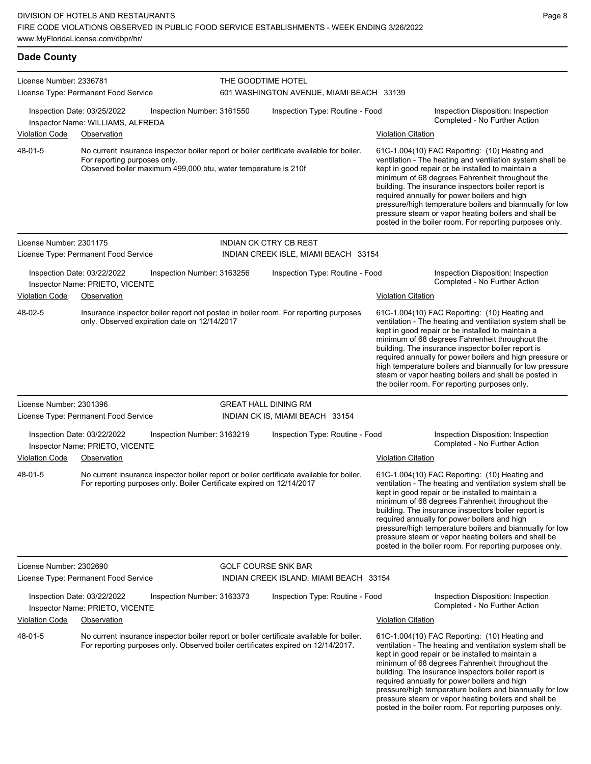## Dade County

**License Number:** 2336781
**License Type:** Permanent Food Service
**THE GOODTIME HOTEL**
601 WASHINGTON AVENUE, MIAMI BEACH 33139

Inspection Date: 03/25/2022 | Inspection Number: 3161550 | Inspection Type: Routine - Food | Inspection Disposition: Inspection Completed - No Further Action
Inspector Name: WILLIAMS, ALFREDA

| Violation Code | Observation | Violation Citation |
| --- | --- | --- |
| 48-01-5 | No current insurance inspector boiler report or boiler certificate available for boiler. For reporting purposes only. Observed boiler maximum 499,000 btu, water temperature is 210f | 61C-1.004(10) FAC Reporting: (10) Heating and ventilation - The heating and ventilation system shall be kept in good repair or be installed to maintain a minimum of 68 degrees Fahrenheit throughout the building. The insurance inspectors boiler report is required annually for power boilers and high pressure/high temperature boilers and biannually for low pressure steam or vapor heating boilers and shall be posted in the boiler room. For reporting purposes only. |

---

**License Number:** 2301175
**License Type:** Permanent Food Service
**INDIAN CK CTRY CB REST**
INDIAN CREEK ISLE, MIAMI BEACH 33154

Inspection Date: 03/22/2022 | Inspection Number: 3163256 | Inspection Type: Routine - Food | Inspection Disposition: Inspection Completed - No Further Action
Inspector Name: PRIETO, VICENTE

| Violation Code | Observation | Violation Citation |
| --- | --- | --- |
| 48-02-5 | Insurance inspector boiler report not posted in boiler room. For reporting purposes only. Observed expiration date on 12/14/2017 | 61C-1.004(10) FAC Reporting: (10) Heating and ventilation - The heating and ventilation system shall be kept in good repair or be installed to maintain a minimum of 68 degrees Fahrenheit throughout the building. The insurance inspector boiler report is required annually for power boilers and high pressure or high temperature boilers and biannually for low pressure steam or vapor heating boilers and shall be posted in the boiler room. For reporting purposes only. |

---

**License Number:** 2301396
**License Type:** Permanent Food Service
**GREAT HALL DINING RM**
INDIAN CK IS, MIAMI BEACH 33154

Inspection Date: 03/22/2022 | Inspection Number: 3163219 | Inspection Type: Routine - Food | Inspection Disposition: Inspection Completed - No Further Action
Inspector Name: PRIETO, VICENTE

| Violation Code | Observation | Violation Citation |
| --- | --- | --- |
| 48-01-5 | No current insurance inspector boiler report or boiler certificate available for boiler. For reporting purposes only. Boiler Certificate expired on 12/14/2017 | 61C-1.004(10) FAC Reporting: (10) Heating and ventilation - The heating and ventilation system shall be kept in good repair or be installed to maintain a minimum of 68 degrees Fahrenheit throughout the building. The insurance inspectors boiler report is required annually for power boilers and high pressure/high temperature boilers and biannually for low pressure steam or vapor heating boilers and shall be posted in the boiler room. For reporting purposes only. |

---

**License Number:** 2302690
**License Type:** Permanent Food Service
**GOLF COURSE SNK BAR**
INDIAN CREEK ISLAND, MIAMI BEACH 33154

Inspection Date: 03/22/2022 | Inspection Number: 3163373 | Inspection Type: Routine - Food | Inspection Disposition: Inspection Completed - No Further Action
Inspector Name: PRIETO, VICENTE

| Violation Code | Observation | Violation Citation |
| --- | --- | --- |
| 48-01-5 | No current insurance inspector boiler report or boiler certificate available for boiler. For reporting purposes only. Observed boiler certificates expired on 12/14/2017. | 61C-1.004(10) FAC Reporting: (10) Heating and ventilation - The heating and ventilation system shall be kept in good repair or be installed to maintain a minimum of 68 degrees Fahrenheit throughout the building. The insurance inspectors boiler report is required annually for power boilers and high pressure/high temperature boilers and biannually for low pressure steam or vapor heating boilers and shall be posted in the boiler room. For reporting purposes only. |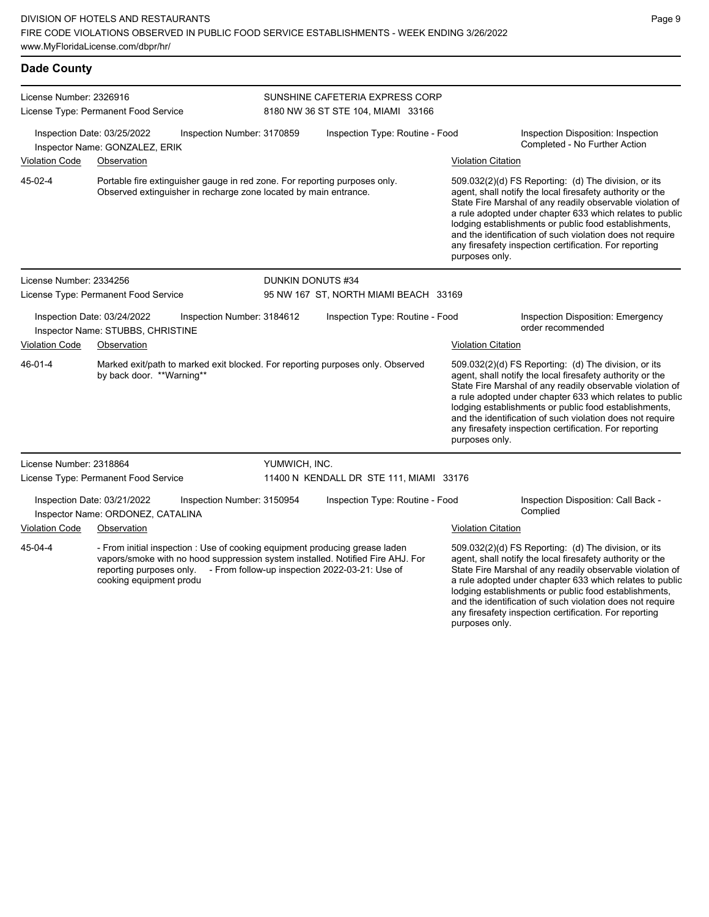## Dade County

**License Number:** 2326916
**License Type:** Permanent Food Service

**SUNSHINE CAFETERIA EXPRESS CORP**
8180 NW 36 ST STE 104, MIAMI 33166

**Inspection Date:** 03/25/2022
**Inspection Number:** 3170859
**Inspection Type:** Routine - Food
**Inspection Disposition:** Inspection Completed - No Further Action
**Inspector Name:** GONZALEZ, ERIK

| Violation Code | Observation | Violation Citation |
|---|---|---|
| 45-02-4 | Portable fire extinguisher gauge in red zone. For reporting purposes only. Observed extinguisher in recharge zone located by main entrance. | 509.032(2)(d) FS Reporting: (d) The division, or its agent, shall notify the local firesafety authority or the State Fire Marshal of any readily observable violation of a rule adopted under chapter 633 which relates to public lodging establishments or public food establishments, and the identification of such violation does not require any firesafety inspection certification. For reporting purposes only. |

---

**License Number:** 2334256
**License Type:** Permanent Food Service

**DUNKIN DONUTS #34**
95 NW 167 ST, NORTH MIAMI BEACH 33169

**Inspection Date:** 03/24/2022
**Inspection Number:** 3184612
**Inspection Type:** Routine - Food
**Inspection Disposition:** Emergency order recommended
**Inspector Name:** STUBBS, CHRISTINE

| Violation Code | Observation | Violation Citation |
|---|---|---|
| 46-01-4 | Marked exit/path to marked exit blocked. For reporting purposes only. Observed by back door. **Warning** | 509.032(2)(d) FS Reporting: (d) The division, or its agent, shall notify the local firesafety authority or the State Fire Marshal of any readily observable violation of a rule adopted under chapter 633 which relates to public lodging establishments or public food establishments, and the identification of such violation does not require any firesafety inspection certification. For reporting purposes only. |

---

**License Number:** 2318864
**License Type:** Permanent Food Service

**YUMWICH, INC.**
11400 N KENDALL DR STE 111, MIAMI 33176

**Inspection Date:** 03/21/2022
**Inspection Number:** 3150954
**Inspection Type:** Routine - Food
**Inspection Disposition:** Call Back - Complied
**Inspector Name:** ORDONEZ, CATALINA

| Violation Code | Observation | Violation Citation |
|---|---|---|
| 45-04-4 | - From initial inspection : Use of cooking equipment producing grease laden vapors/smoke with no hood suppression system installed. Notified Fire AHJ. For reporting purposes only. - From follow-up inspection 2022-03-21: Use of cooking equipment produ | 509.032(2)(d) FS Reporting: (d) The division, or its agent, shall notify the local firesafety authority or the State Fire Marshal of any readily observable violation of a rule adopted under chapter 633 which relates to public lodging establishments or public food establishments, and the identification of such violation does not require any firesafety inspection certification. For reporting purposes only. |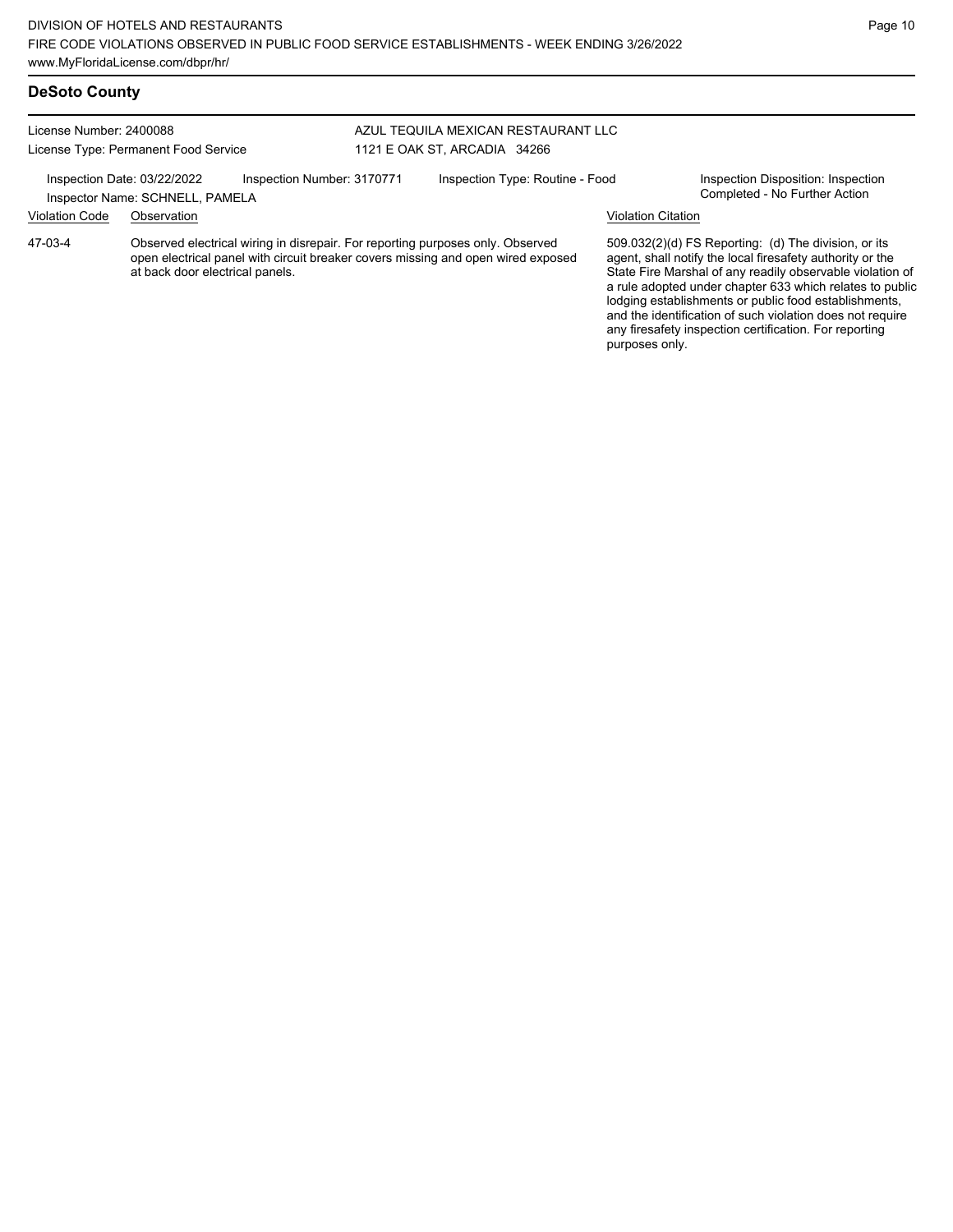## DeSoto County

License Number: 2400088
License Type: Permanent Food Service

AZUL TEQUILA MEXICAN RESTAURANT LLC
1121 E OAK ST, ARCADIA 34266

Inspection Date: 03/22/2022
Inspection Number: 3170771
Inspection Type: Routine - Food
Inspection Disposition: Inspection Completed - No Further Action
Inspector Name: SCHNELL, PAMELA

| Violation Code | Observation | Violation Citation |
|---|---|---|
| 47-03-4 | Observed electrical wiring in disrepair. For reporting purposes only. Observed open electrical panel with circuit breaker covers missing and open wired exposed at back door electrical panels. | 509.032(2)(d) FS Reporting: (d) The division, or its agent, shall notify the local firesafety authority or the State Fire Marshal of any readily observable violation of a rule adopted under chapter 633 which relates to public lodging establishments or public food establishments, and the identification of such violation does not require any firesafety inspection certification. For reporting purposes only. |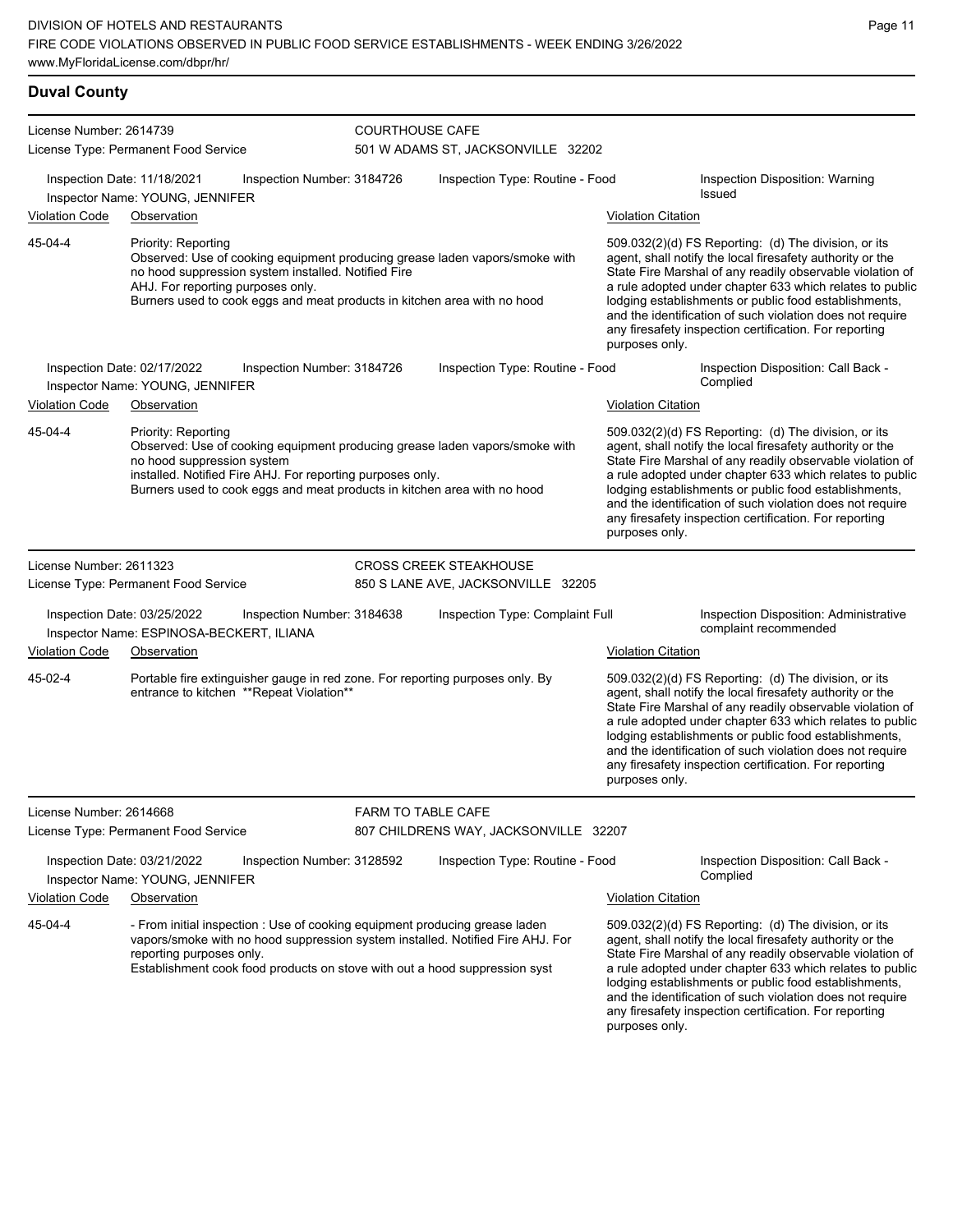## Duval County

**License Number:** 2614739
**License Type:** Permanent Food Service

**COURTHOUSE CAFE**
501 W ADAMS ST, JACKSONVILLE 32202

**Inspection Date:** 11/18/2021 | **Inspection Number:** 3184726 | **Inspection Type:** Routine - Food | **Inspection Disposition:** Warning Issued
**Inspector Name:** YOUNG, JENNIFER

| Violation Code | Observation | Violation Citation |
|---|---|---|
| 45-04-4 | Priority: Reporting<br>Observed: Use of cooking equipment producing grease laden vapors/smoke with no hood suppression system installed. Notified Fire AHJ. For reporting purposes only.<br>Burners used to cook eggs and meat products in kitchen area with no hood | 509.032(2)(d) FS Reporting: (d) The division, or its agent, shall notify the local firesafety authority or the State Fire Marshal of any readily observable violation of a rule adopted under chapter 633 which relates to public lodging establishments or public food establishments, and the identification of such violation does not require any firesafety inspection certification. For reporting purposes only. |

**Inspection Date:** 02/17/2022 | **Inspection Number:** 3184726 | **Inspection Type:** Routine - Food | **Inspection Disposition:** Call Back - Complied
**Inspector Name:** YOUNG, JENNIFER

| Violation Code | Observation | Violation Citation |
|---|---|---|
| 45-04-4 | Priority: Reporting<br>Observed: Use of cooking equipment producing grease laden vapors/smoke with no hood suppression system installed. Notified Fire AHJ. For reporting purposes only.<br>Burners used to cook eggs and meat products in kitchen area with no hood | 509.032(2)(d) FS Reporting: (d) The division, or its agent, shall notify the local firesafety authority or the State Fire Marshal of any readily observable violation of a rule adopted under chapter 633 which relates to public lodging establishments or public food establishments, and the identification of such violation does not require any firesafety inspection certification. For reporting purposes only. |

---

**License Number:** 2611323
**License Type:** Permanent Food Service

**CROSS CREEK STEAKHOUSE**
850 S LANE AVE, JACKSONVILLE 32205

**Inspection Date:** 03/25/2022 | **Inspection Number:** 3184638 | **Inspection Type:** Complaint Full | **Inspection Disposition:** Administrative complaint recommended
**Inspector Name:** ESPINOSA-BECKERT, ILIANA

| Violation Code | Observation | Violation Citation |
|---|---|---|
| 45-02-4 | Portable fire extinguisher gauge in red zone. For reporting purposes only. By entrance to kitchen **Repeat Violation** | 509.032(2)(d) FS Reporting: (d) The division, or its agent, shall notify the local firesafety authority or the State Fire Marshal of any readily observable violation of a rule adopted under chapter 633 which relates to public lodging establishments or public food establishments, and the identification of such violation does not require any firesafety inspection certification. For reporting purposes only. |

---

**License Number:** 2614668
**License Type:** Permanent Food Service

**FARM TO TABLE CAFE**
807 CHILDRENS WAY, JACKSONVILLE 32207

**Inspection Date:** 03/21/2022 | **Inspection Number:** 3128592 | **Inspection Type:** Routine - Food | **Inspection Disposition:** Call Back - Complied
**Inspector Name:** YOUNG, JENNIFER

| Violation Code | Observation | Violation Citation |
|---|---|---|
| 45-04-4 | - From initial inspection : Use of cooking equipment producing grease laden vapors/smoke with no hood suppression system installed. Notified Fire AHJ. For reporting purposes only.<br>Establishment cook food products on stove with out a hood suppression syst | 509.032(2)(d) FS Reporting: (d) The division, or its agent, shall notify the local firesafety authority or the State Fire Marshal of any readily observable violation of a rule adopted under chapter 633 which relates to public lodging establishments or public food establishments, and the identification of such violation does not require any firesafety inspection certification. For reporting purposes only. |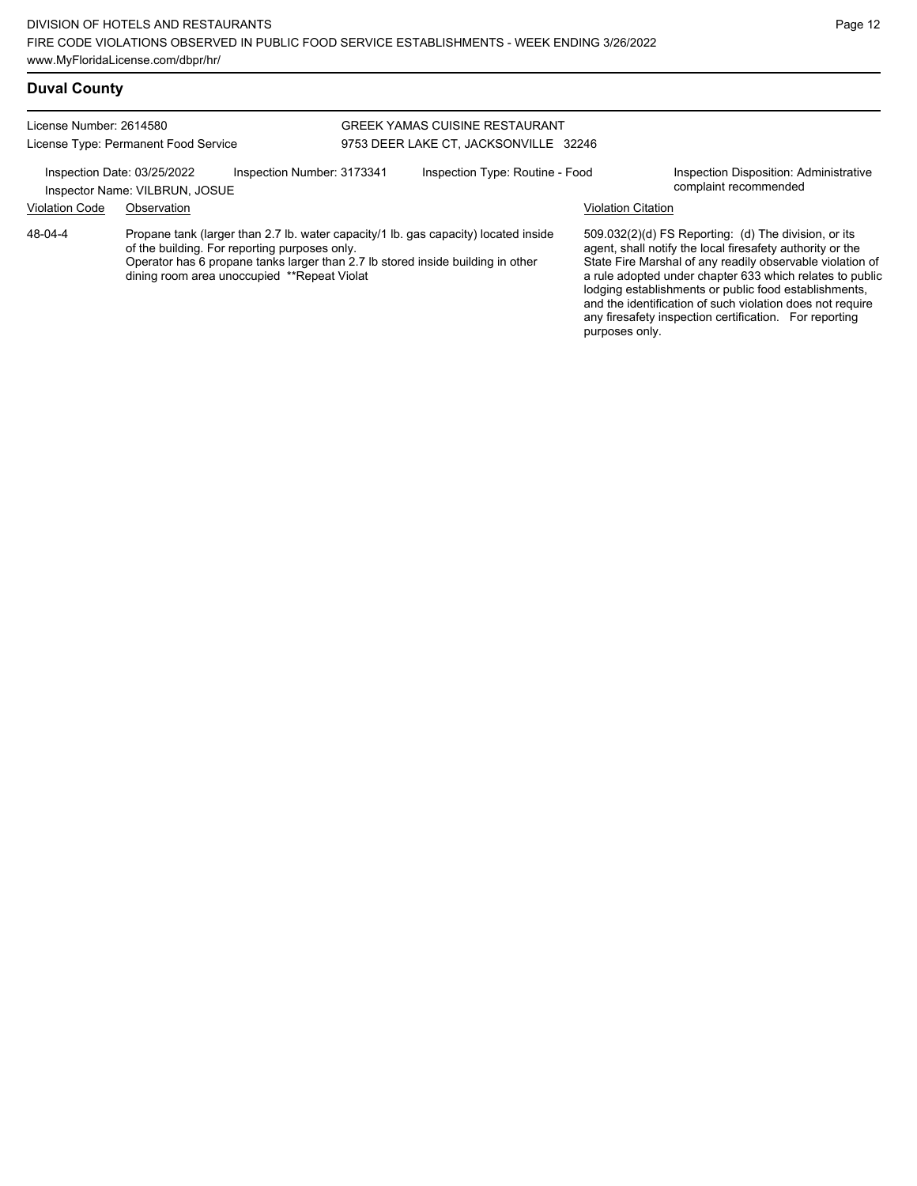## Duval County

License Number: 2614580
License Type: Permanent Food Service

GREEK YAMAS CUISINE RESTAURANT
9753 DEER LAKE CT, JACKSONVILLE 32246

Inspection Date: 03/25/2022
Inspector Name: VILBRUN, JOSUE
Inspection Number: 3173341
Inspection Type: Routine - Food
Inspection Disposition: Administrative complaint recommended

| Violation Code | Observation | Violation Citation |
| --- | --- | --- |
| 48-04-4 | Propane tank (larger than 2.7 lb. water capacity/1 lb. gas capacity) located inside of the building. For reporting purposes only. Operator has 6 propane tanks larger than 2.7 lb stored inside building in other dining room area unoccupied **Repeat Violat | 509.032(2)(d) FS Reporting: (d) The division, or its agent, shall notify the local firesafety authority or the State Fire Marshal of any readily observable violation of a rule adopted under chapter 633 which relates to public lodging establishments or public food establishments, and the identification of such violation does not require any firesafety inspection certification. For reporting purposes only. |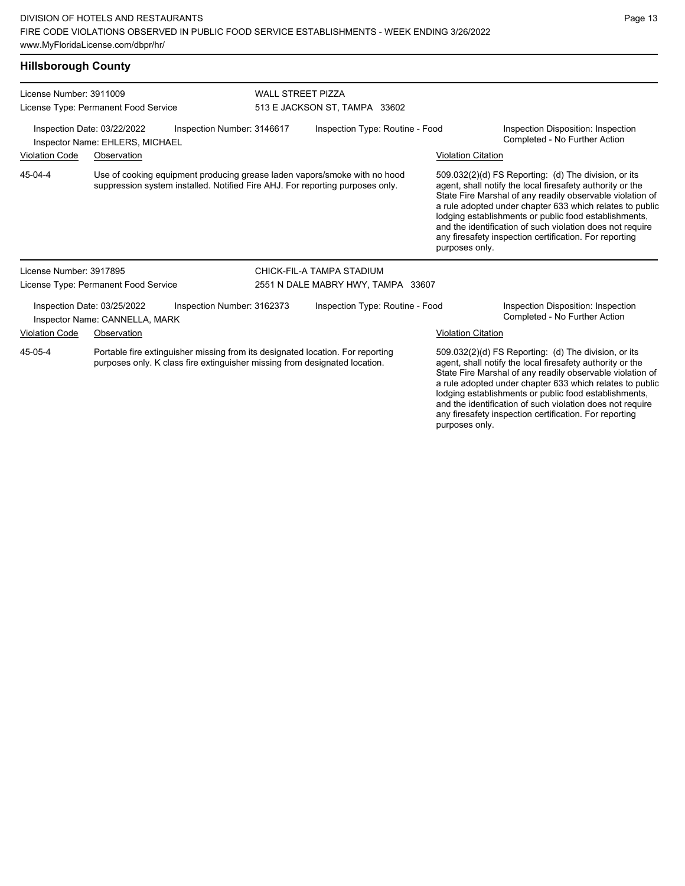## Hillsborough County

License Number: 3911009
License Type: Permanent Food Service

WALL STREET PIZZA
513 E JACKSON ST, TAMPA 33602

Inspection Date: 03/22/2022 | Inspection Number: 3146617 | Inspection Type: Routine - Food | Inspection Disposition: Inspection Completed - No Further Action
Inspector Name: EHLERS, MICHAEL

| Violation Code | Observation | Violation Citation |
| --- | --- | --- |
| 45-04-4 | Use of cooking equipment producing grease laden vapors/smoke with no hood suppression system installed. Notified Fire AHJ. For reporting purposes only. | 509.032(2)(d) FS Reporting: (d) The division, or its agent, shall notify the local firesafety authority or the State Fire Marshal of any readily observable violation of a rule adopted under chapter 633 which relates to public lodging establishments or public food establishments, and the identification of such violation does not require any firesafety inspection certification. For reporting purposes only. |

License Number: 3917895
License Type: Permanent Food Service

CHICK-FIL-A TAMPA STADIUM
2551 N DALE MABRY HWY, TAMPA 33607

Inspection Date: 03/25/2022 | Inspection Number: 3162373 | Inspection Type: Routine - Food | Inspection Disposition: Inspection Completed - No Further Action
Inspector Name: CANNELLA, MARK

| Violation Code | Observation | Violation Citation |
| --- | --- | --- |
| 45-05-4 | Portable fire extinguisher missing from its designated location. For reporting purposes only. K class fire extinguisher missing from designated location. | 509.032(2)(d) FS Reporting: (d) The division, or its agent, shall notify the local firesafety authority or the State Fire Marshal of any readily observable violation of a rule adopted under chapter 633 which relates to public lodging establishments or public food establishments, and the identification of such violation does not require any firesafety inspection certification. For reporting purposes only. |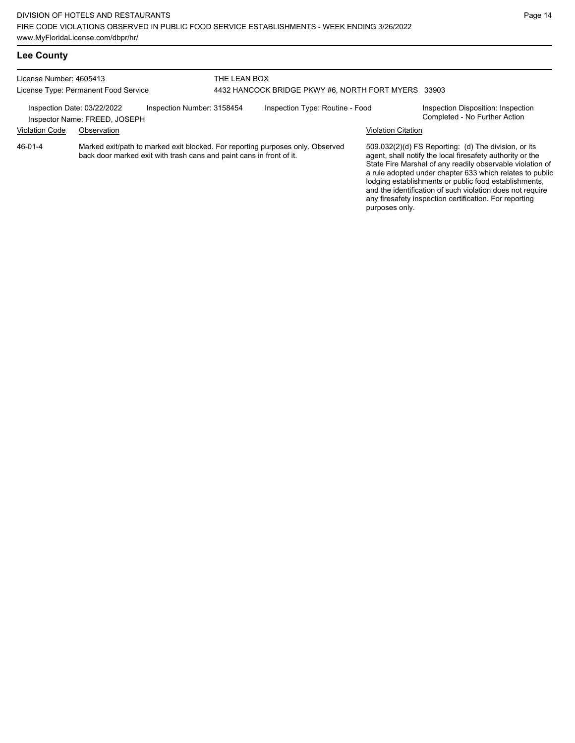## Lee County

License Number: 4605413
License Type: Permanent Food Service

THE LEAN BOX
4432 HANCOCK BRIDGE PKWY #6, NORTH FORT MYERS 33903

Inspection Date: 03/22/2022
Inspector Name: FREED, JOSEPH
Inspection Number: 3158454
Inspection Type: Routine - Food
Inspection Disposition: Inspection Completed - No Further Action

| Violation Code | Observation | Violation Citation |
|---|---|---|
| 46-01-4 | Marked exit/path to marked exit blocked. For reporting purposes only. Observed back door marked exit with trash cans and paint cans in front of it. | 509.032(2)(d) FS Reporting: (d) The division, or its agent, shall notify the local firesafety authority or the State Fire Marshal of any readily observable violation of a rule adopted under chapter 633 which relates to public lodging establishments or public food establishments, and the identification of such violation does not require any firesafety inspection certification. For reporting purposes only. |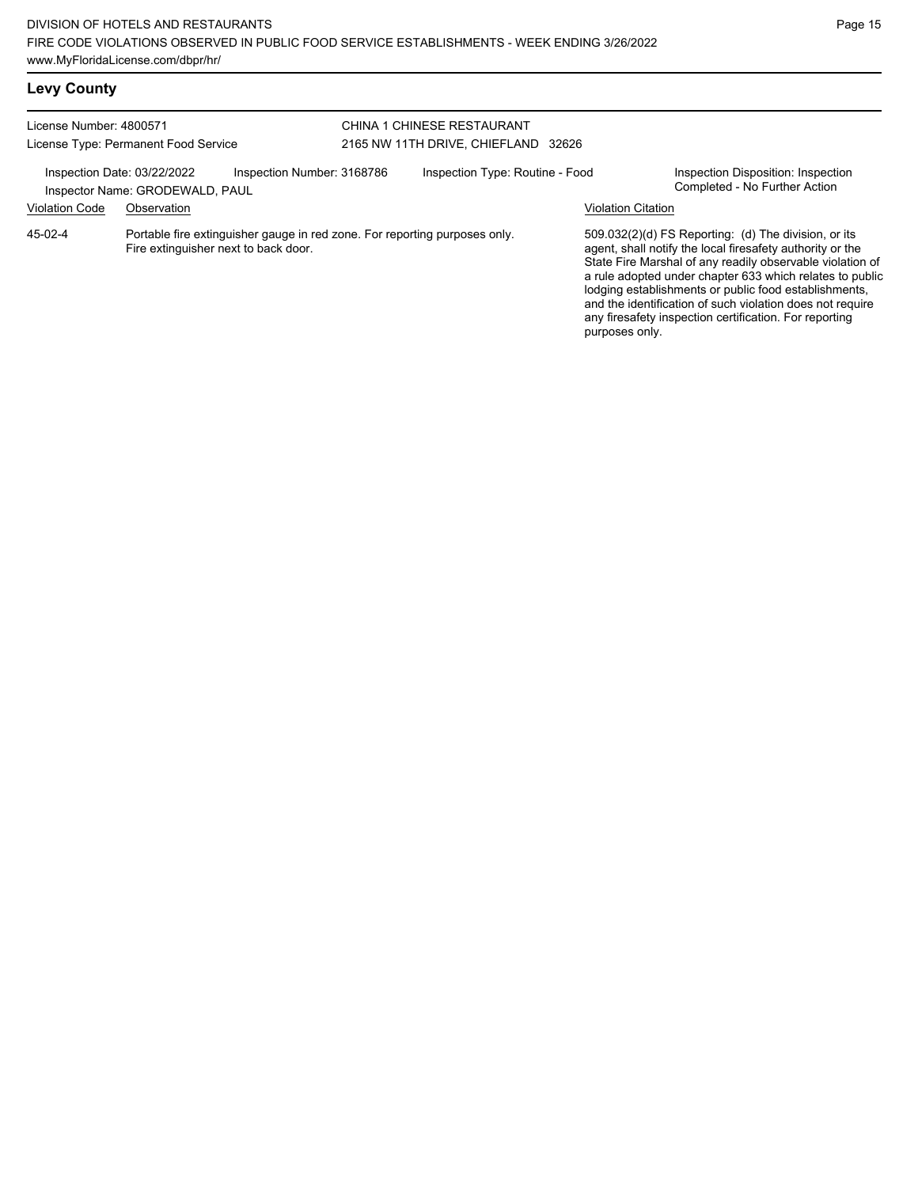## Levy County

License Number: 4800571
License Type: Permanent Food Service

CHINA 1 CHINESE RESTAURANT
2165 NW 11TH DRIVE, CHIEFLAND 32626

Inspection Date: 03/22/2022
Inspector Name: GRODEWALD, PAUL
Inspection Number: 3168786
Inspection Type: Routine - Food
Inspection Disposition: Inspection Completed - No Further Action

| Violation Code | Observation | Violation Citation |
|---|---|---|
| 45-02-4 | Portable fire extinguisher gauge in red zone. For reporting purposes only. Fire extinguisher next to back door. | 509.032(2)(d) FS Reporting: (d) The division, or its agent, shall notify the local firesafety authority or the State Fire Marshal of any readily observable violation of a rule adopted under chapter 633 which relates to public lodging establishments or public food establishments, and the identification of such violation does not require any firesafety inspection certification. For reporting purposes only. |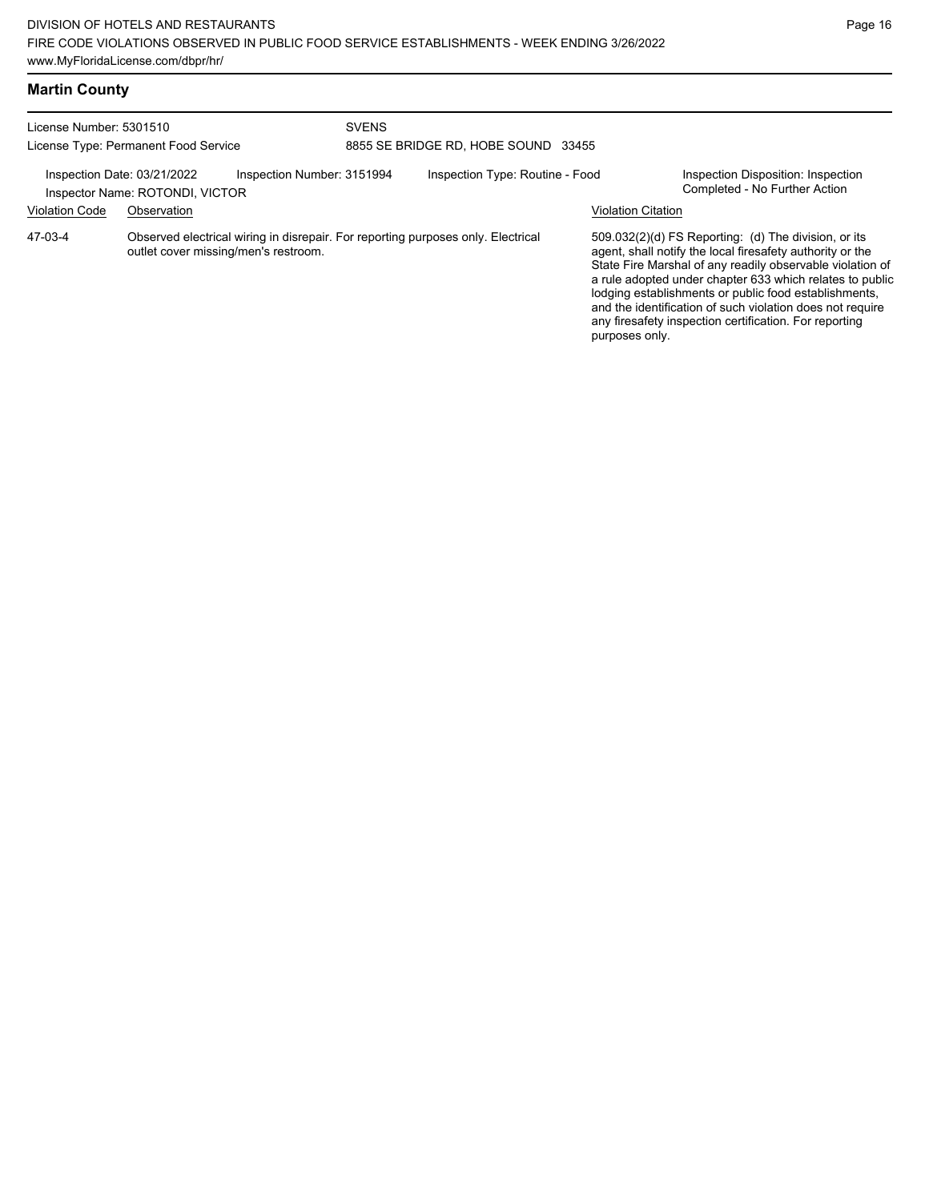## Martin County

License Number: 5301510

License Type: Permanent Food Service

SVENS

8855 SE BRIDGE RD, HOBE SOUND 33455

Inspection Date: 03/21/2022

Inspection Number: 3151994

Inspection Type: Routine - Food

Inspection Disposition: Inspection Completed - No Further Action

Inspector Name: ROTONDI, VICTOR

| Violation Code | Observation | Violation Citation |
|---|---|---|
| 47-03-4 | Observed electrical wiring in disrepair. For reporting purposes only. Electrical outlet cover missing/men's restroom. | 509.032(2)(d) FS Reporting: (d) The division, or its agent, shall notify the local firesafety authority or the State Fire Marshal of any readily observable violation of a rule adopted under chapter 633 which relates to public lodging establishments or public food establishments, and the identification of such violation does not require any firesafety inspection certification. For reporting purposes only. |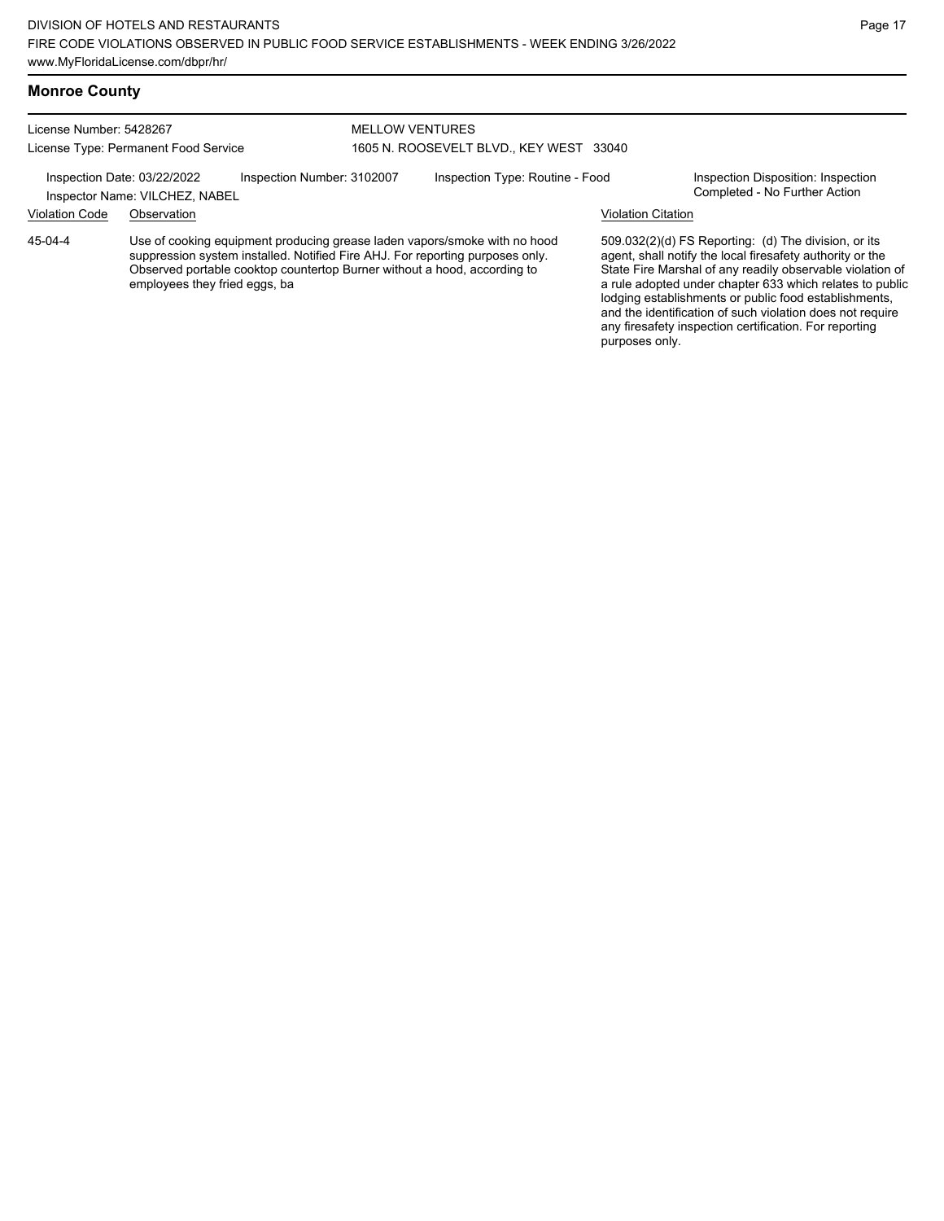## Monroe County

License Number: 5428267
License Type: Permanent Food Service

MELLOW VENTURES
1605 N. ROOSEVELT BLVD., KEY WEST 33040

Inspection Date: 03/22/2022
Inspector Name: VILCHEZ, NABEL
Inspection Number: 3102007
Inspection Type: Routine - Food
Inspection Disposition: Inspection Completed - No Further Action

| Violation Code | Observation | Violation Citation |
|---|---|---|
| 45-04-4 | Use of cooking equipment producing grease laden vapors/smoke with no hood suppression system installed. Notified Fire AHJ. For reporting purposes only. Observed portable cooktop countertop Burner without a hood, according to employees they fried eggs, ba | 509.032(2)(d) FS Reporting: (d) The division, or its agent, shall notify the local firesafety authority or the State Fire Marshal of any readily observable violation of a rule adopted under chapter 633 which relates to public lodging establishments or public food establishments, and the identification of such violation does not require any firesafety inspection certification. For reporting purposes only. |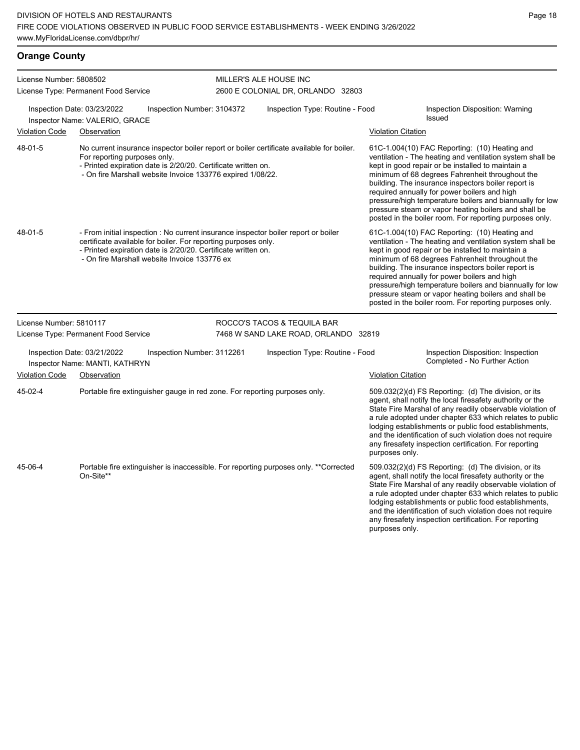## Orange County

**License Number:** 5808502
**License Type:** Permanent Food Service

**MILLER'S ALE HOUSE INC**
2600 E COLONIAL DR, ORLANDO 32803

**Inspection Date:** 03/23/2022 | **Inspection Number:** 3104372 | **Inspection Type:** Routine - Food | **Inspection Disposition:** Warning Issued
**Inspector Name:** VALERIO, GRACE

| Violation Code | Observation | Violation Citation |
|---|---|---|
| 48-01-5 | No current insurance inspector boiler report or boiler certificate available for boiler. For reporting purposes only.<br>- Printed expiration date is 2/20/20. Certificate written on.<br>- On fire Marshall website Invoice 133776 expired 1/08/22. | 61C-1.004(10) FAC Reporting: (10) Heating and ventilation - The heating and ventilation system shall be kept in good repair or be installed to maintain a minimum of 68 degrees Fahrenheit throughout the building. The insurance inspectors boiler report is required annually for power boilers and high pressure/high temperature boilers and biannually for low pressure steam or vapor heating boilers and shall be posted in the boiler room. For reporting purposes only. |
| 48-01-5 | - From initial inspection : No current insurance inspector boiler report or boiler certificate available for boiler. For reporting purposes only.<br>- Printed expiration date is 2/20/20. Certificate written on.<br>- On fire Marshall website Invoice 133776 ex | 61C-1.004(10) FAC Reporting: (10) Heating and ventilation - The heating and ventilation system shall be kept in good repair or be installed to maintain a minimum of 68 degrees Fahrenheit throughout the building. The insurance inspectors boiler report is required annually for power boilers and high pressure/high temperature boilers and biannually for low pressure steam or vapor heating boilers and shall be posted in the boiler room. For reporting purposes only. |

**License Number:** 5810117
**License Type:** Permanent Food Service

**ROCCO'S TACOS & TEQUILA BAR**
7468 W SAND LAKE ROAD, ORLANDO 32819

**Inspection Date:** 03/21/2022 | **Inspection Number:** 3112261 | **Inspection Type:** Routine - Food | **Inspection Disposition:** Inspection Completed - No Further Action
**Inspector Name:** MANTI, KATHRYN

| Violation Code | Observation | Violation Citation |
|---|---|---|
| 45-02-4 | Portable fire extinguisher gauge in red zone. For reporting purposes only. | 509.032(2)(d) FS Reporting: (d) The division, or its agent, shall notify the local firesafety authority or the State Fire Marshal of any readily observable violation of a rule adopted under chapter 633 which relates to public lodging establishments or public food establishments, and the identification of such violation does not require any firesafety inspection certification. For reporting purposes only. |
| 45-06-4 | Portable fire extinguisher is inaccessible. For reporting purposes only. **Corrected On-Site** | 509.032(2)(d) FS Reporting: (d) The division, or its agent, shall notify the local firesafety authority or the State Fire Marshal of any readily observable violation of a rule adopted under chapter 633 which relates to public lodging establishments or public food establishments, and the identification of such violation does not require any firesafety inspection certification. For reporting purposes only. |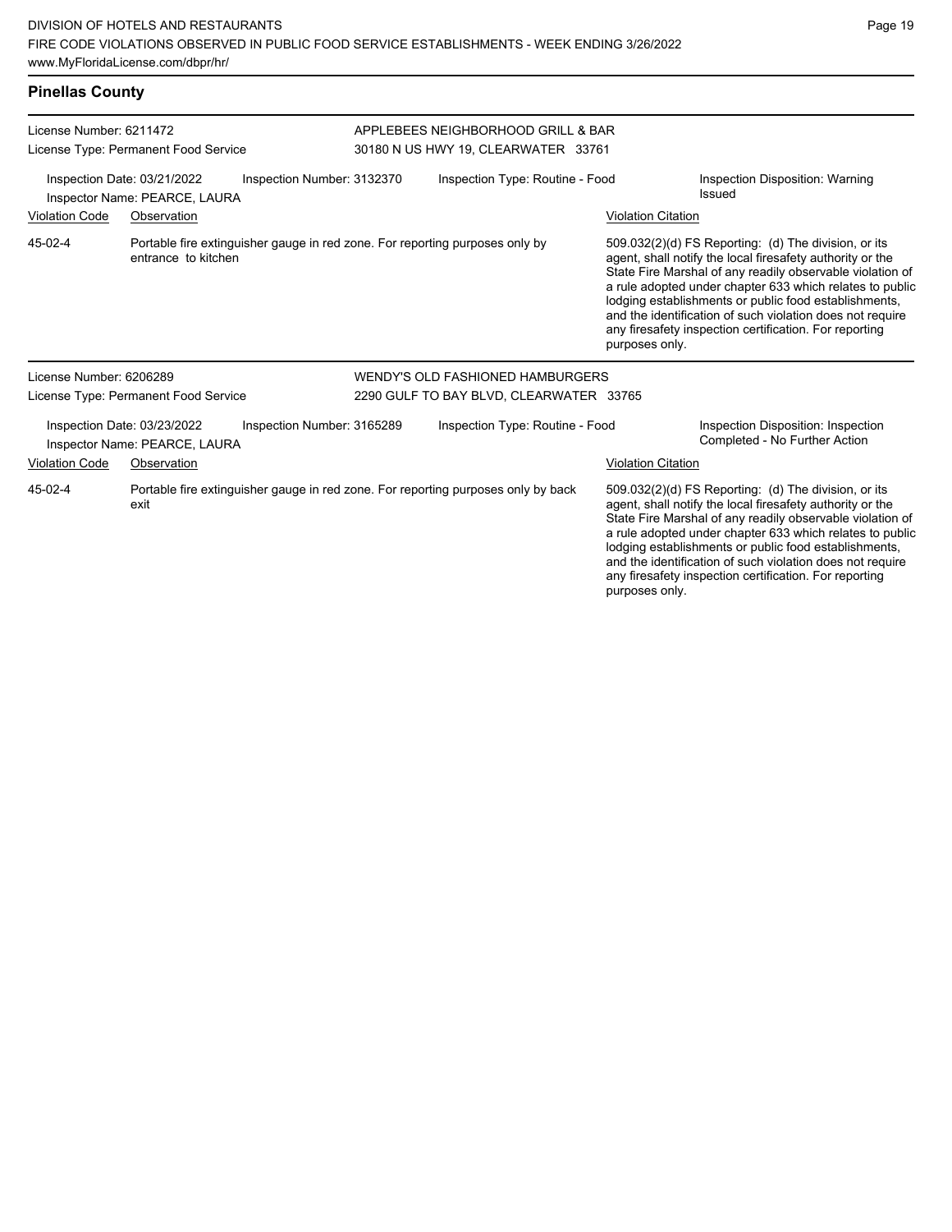## Pinellas County

License Number: 6211472
License Type: Permanent Food Service

APPLEBEES NEIGHBORHOOD GRILL & BAR
30180 N US HWY 19, CLEARWATER 33761

Inspection Date: 03/21/2022
Inspector Name: PEARCE, LAURA
Inspection Number: 3132370
Inspection Type: Routine - Food
Inspection Disposition: Warning Issued

| Violation Code | Observation | Violation Citation |
| --- | --- | --- |
| 45-02-4 | Portable fire extinguisher gauge in red zone. For reporting purposes only by entrance to kitchen | 509.032(2)(d) FS Reporting: (d) The division, or its agent, shall notify the local firesafety authority or the State Fire Marshal of any readily observable violation of a rule adopted under chapter 633 which relates to public lodging establishments or public food establishments, and the identification of such violation does not require any firesafety inspection certification. For reporting purposes only. |

License Number: 6206289
License Type: Permanent Food Service

WENDY'S OLD FASHIONED HAMBURGERS
2290 GULF TO BAY BLVD, CLEARWATER 33765

Inspection Date: 03/23/2022
Inspector Name: PEARCE, LAURA
Inspection Number: 3165289
Inspection Type: Routine - Food
Inspection Disposition: Inspection Completed - No Further Action

| Violation Code | Observation | Violation Citation |
| --- | --- | --- |
| 45-02-4 | Portable fire extinguisher gauge in red zone. For reporting purposes only by back exit | 509.032(2)(d) FS Reporting: (d) The division, or its agent, shall notify the local firesafety authority or the State Fire Marshal of any readily observable violation of a rule adopted under chapter 633 which relates to public lodging establishments or public food establishments, and the identification of such violation does not require any firesafety inspection certification. For reporting purposes only. |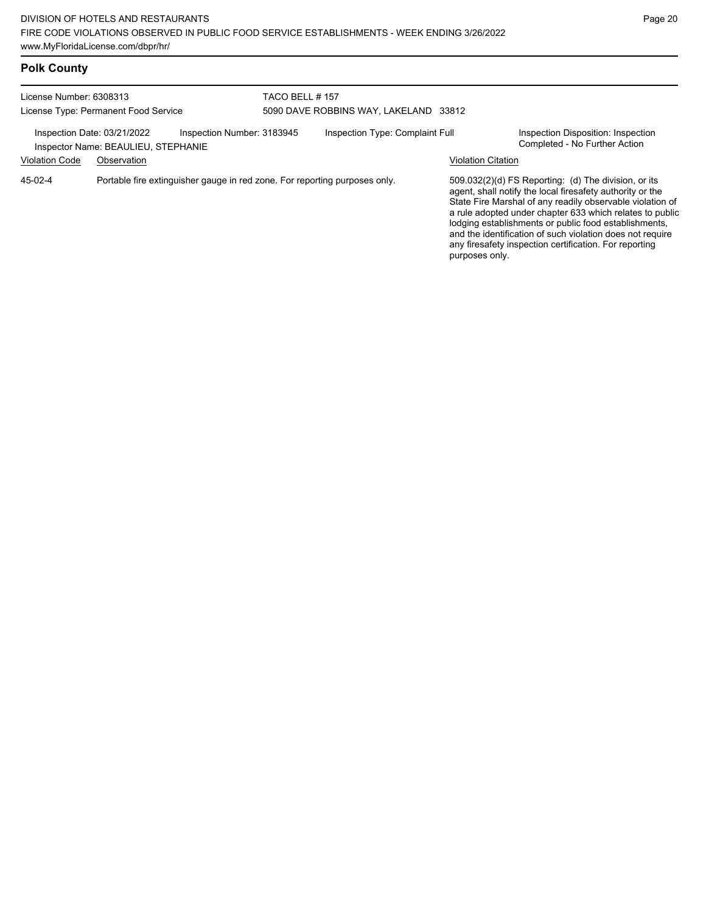## Polk County

License Number: 6308313

License Type: Permanent Food Service

TACO BELL # 157

5090 DAVE ROBBINS WAY, LAKELAND 33812

Inspection Date: 03/21/2022

Inspection Number: 3183945

Inspection Type: Complaint Full

Inspection Disposition: Inspection Completed - No Further Action

Inspector Name: BEAULIEU, STEPHANIE

| Violation Code | Observation | Violation Citation |
| --- | --- | --- |
| 45-02-4 | Portable fire extinguisher gauge in red zone. For reporting purposes only. | 509.032(2)(d) FS Reporting: (d) The division, or its agent, shall notify the local firesafety authority or the State Fire Marshal of any readily observable violation of a rule adopted under chapter 633 which relates to public lodging establishments or public food establishments, and the identification of such violation does not require any firesafety inspection certification. For reporting purposes only. |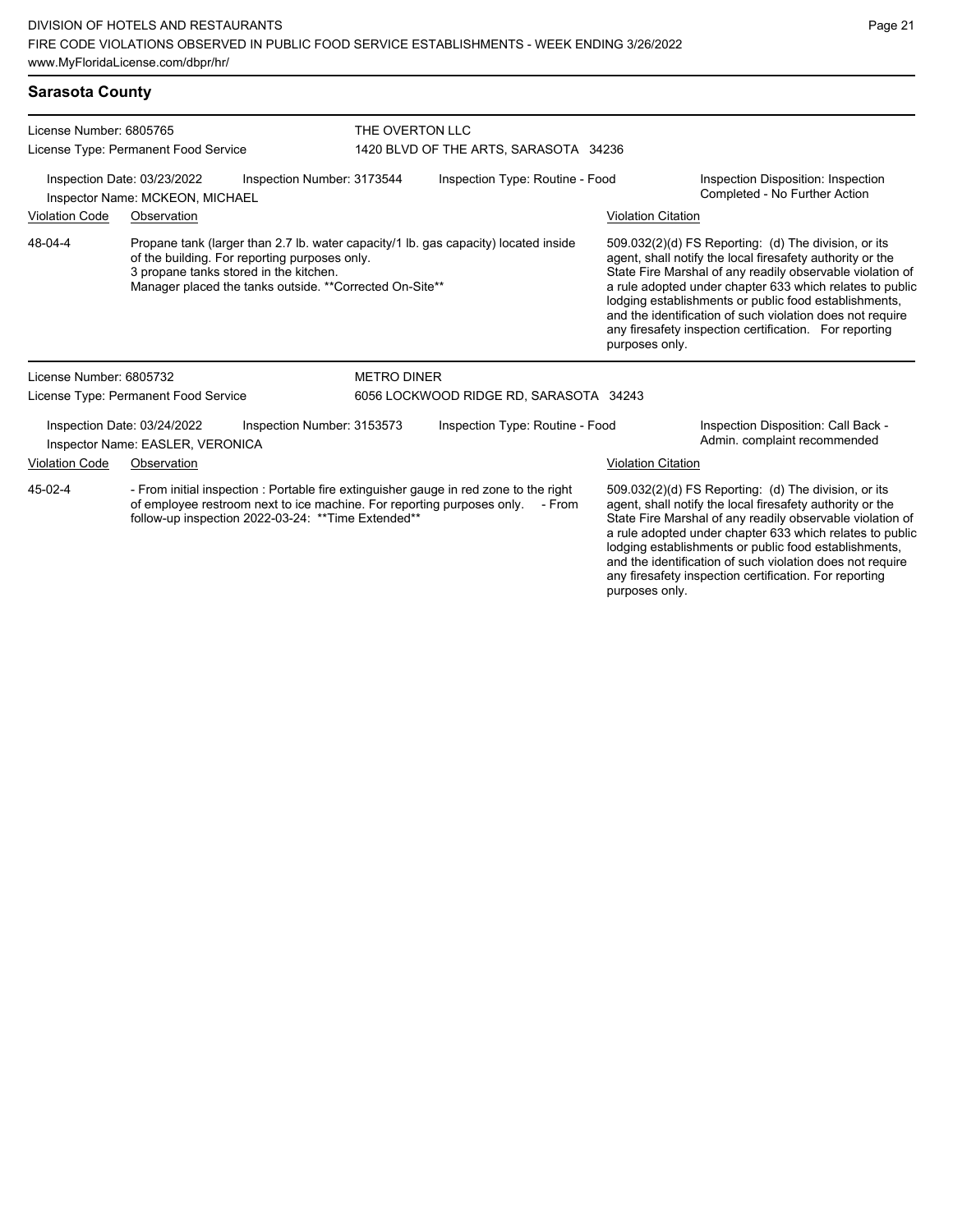## Sarasota County

**License Number:** 6805765
**License Type:** Permanent Food Service

**THE OVERTON LLC**
1420 BLVD OF THE ARTS, SARASOTA 34236

**Inspection Date:** 03/23/2022
**Inspection Number:** 3173544
**Inspection Type:** Routine - Food
**Inspection Disposition:** Inspection Completed - No Further Action
**Inspector Name:** MCKEON, MICHAEL

| Violation Code | Observation | Violation Citation |
|---|---|---|
| 48-04-4 | Propane tank (larger than 2.7 lb. water capacity/1 lb. gas capacity) located inside of the building. For reporting purposes only. 3 propane tanks stored in the kitchen. Manager placed the tanks outside. **Corrected On-Site** | 509.032(2)(d) FS Reporting: (d) The division, or its agent, shall notify the local firesafety authority or the State Fire Marshal of any readily observable violation of a rule adopted under chapter 633 which relates to public lodging establishments or public food establishments, and the identification of such violation does not require any firesafety inspection certification. For reporting purposes only. |

**License Number:** 6805732
**License Type:** Permanent Food Service

**METRO DINER**
6056 LOCKWOOD RIDGE RD, SARASOTA 34243

**Inspection Date:** 03/24/2022
**Inspection Number:** 3153573
**Inspection Type:** Routine - Food
**Inspection Disposition:** Call Back - Admin. complaint recommended
**Inspector Name:** EASLER, VERONICA

| Violation Code | Observation | Violation Citation |
|---|---|---|
| 45-02-4 | - From initial inspection : Portable fire extinguisher gauge in red zone to the right of employee restroom next to ice machine. For reporting purposes only. - From follow-up inspection 2022-03-24: **Time Extended** | 509.032(2)(d) FS Reporting: (d) The division, or its agent, shall notify the local firesafety authority or the State Fire Marshal of any readily observable violation of a rule adopted under chapter 633 which relates to public lodging establishments or public food establishments, and the identification of such violation does not require any firesafety inspection certification. For reporting purposes only. |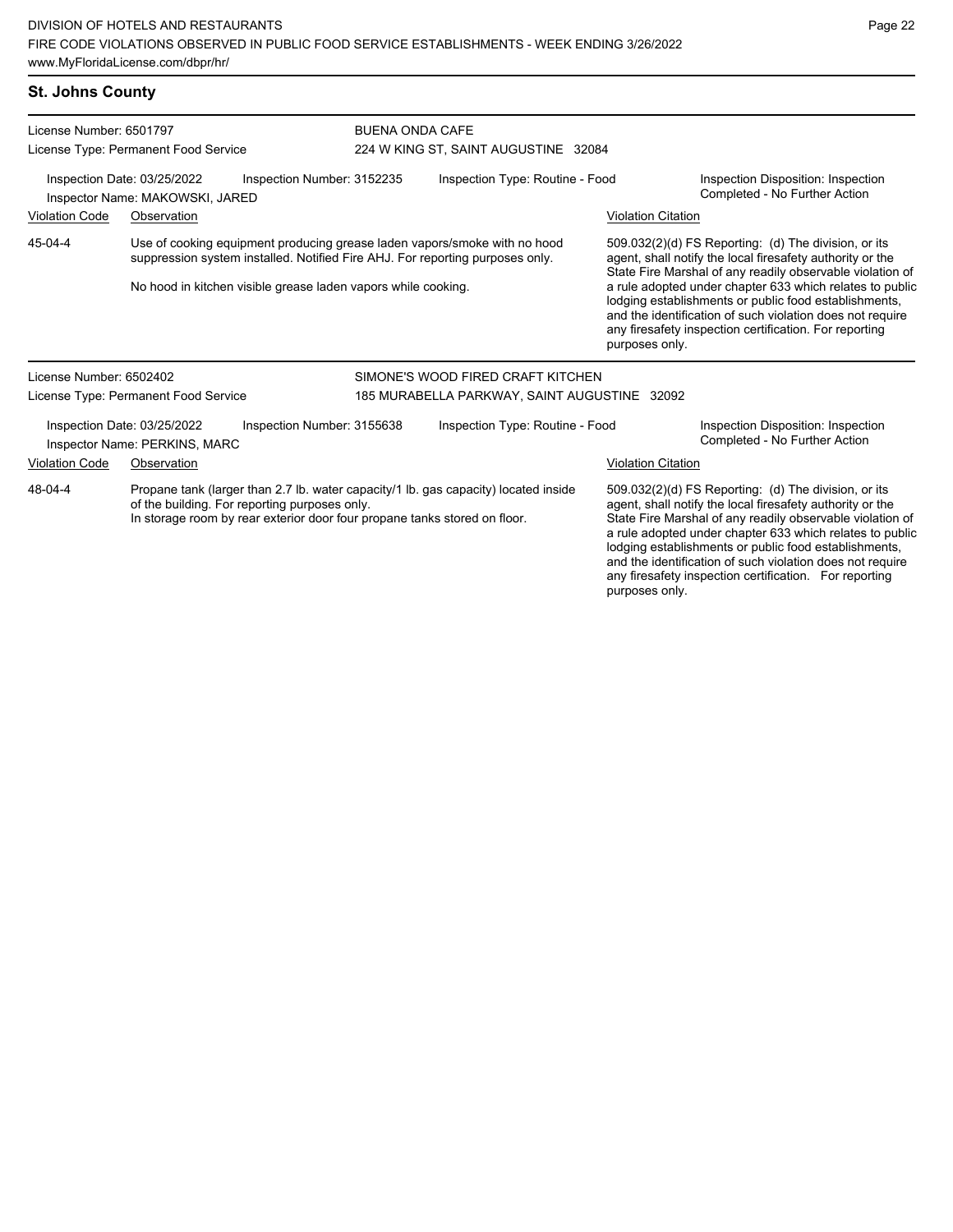## St. Johns County

**License Number:** 6501797
**License Type:** Permanent Food Service

**BUENA ONDA CAFE**
224 W KING ST, SAINT AUGUSTINE 32084

Inspection Date: 03/25/2022 | Inspection Number: 3152235 | Inspection Type: Routine - Food | Inspection Disposition: Inspection Completed - No Further Action

Inspector Name: MAKOWSKI, JARED

| Violation Code | Observation | Violation Citation |
| --- | --- | --- |
| 45-04-4 | Use of cooking equipment producing grease laden vapors/smoke with no hood suppression system installed. Notified Fire AHJ. For reporting purposes only. No hood in kitchen visible grease laden vapors while cooking. | 509.032(2)(d) FS Reporting: (d) The division, or its agent, shall notify the local firesafety authority or the State Fire Marshal of any readily observable violation of a rule adopted under chapter 633 which relates to public lodging establishments or public food establishments, and the identification of such violation does not require any firesafety inspection certification. For reporting purposes only. |

**License Number:** 6502402
**License Type:** Permanent Food Service

**SIMONE'S WOOD FIRED CRAFT KITCHEN**
185 MURABELLA PARKWAY, SAINT AUGUSTINE 32092

Inspection Date: 03/25/2022 | Inspection Number: 3155638 | Inspection Type: Routine - Food | Inspection Disposition: Inspection Completed - No Further Action

Inspector Name: PERKINS, MARC

| Violation Code | Observation | Violation Citation |
| --- | --- | --- |
| 48-04-4 | Propane tank (larger than 2.7 lb. water capacity/1 lb. gas capacity) located inside of the building. For reporting purposes only. In storage room by rear exterior door four propane tanks stored on floor. | 509.032(2)(d) FS Reporting: (d) The division, or its agent, shall notify the local firesafety authority or the State Fire Marshal of any readily observable violation of a rule adopted under chapter 633 which relates to public lodging establishments or public food establishments, and the identification of such violation does not require any firesafety inspection certification. For reporting purposes only. |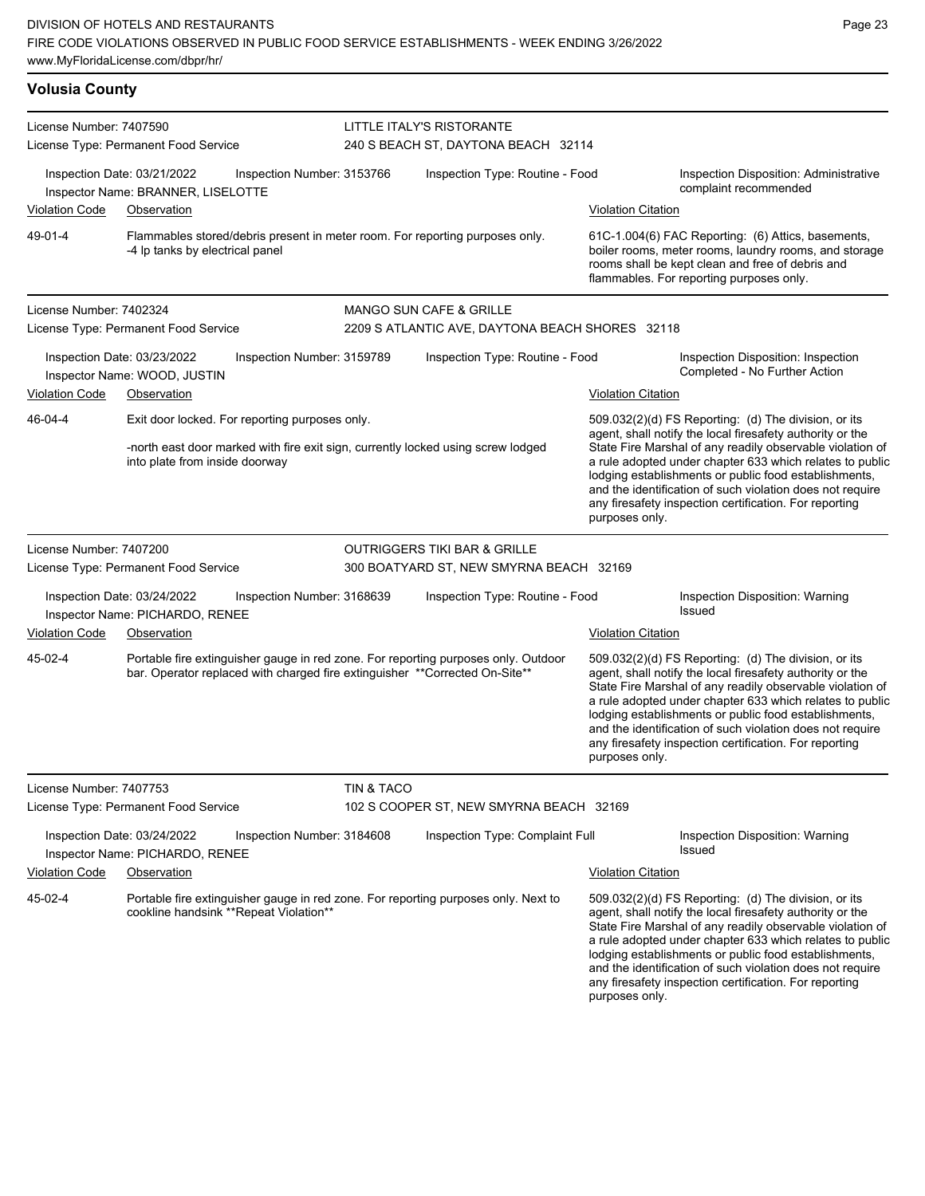## Volusia County

**License Number:** 7407590
**License Type:** Permanent Food Service

**LITTLE ITALY'S RISTORANTE**
240 S BEACH ST, DAYTONA BEACH 32114

**Inspection Date:** 03/21/2022
**Inspection Number:** 3153766
**Inspection Type:** Routine - Food
**Inspector Name:** BRANNER, LISELOTTE
**Inspection Disposition:** Administrative complaint recommended

| Violation Code | Observation | Violation Citation |
|---|---|---|
| 49-01-4 | Flammables stored/debris present in meter room. For reporting purposes only. -4 lp tanks by electrical panel | 61C-1.004(6) FAC Reporting: (6) Attics, basements, boiler rooms, meter rooms, laundry rooms, and storage rooms shall be kept clean and free of debris and flammables. For reporting purposes only. |

---

**License Number:** 7402324
**License Type:** Permanent Food Service

**MANGO SUN CAFE & GRILLE**
2209 S ATLANTIC AVE, DAYTONA BEACH SHORES 32118

**Inspection Date:** 03/23/2022
**Inspection Number:** 3159789
**Inspection Type:** Routine - Food
**Inspector Name:** WOOD, JUSTIN
**Inspection Disposition:** Inspection Completed - No Further Action

| Violation Code | Observation | Violation Citation |
|---|---|---|
| 46-04-4 | Exit door locked. For reporting purposes only. -north east door marked with fire exit sign, currently locked using screw lodged into plate from inside doorway | 509.032(2)(d) FS Reporting: (d) The division, or its agent, shall notify the local firesafety authority or the State Fire Marshal of any readily observable violation of a rule adopted under chapter 633 which relates to public lodging establishments or public food establishments, and the identification of such violation does not require any firesafety inspection certification. For reporting purposes only. |

---

**License Number:** 7407200
**License Type:** Permanent Food Service

**OUTRIGGERS TIKI BAR & GRILLE**
300 BOATYARD ST, NEW SMYRNA BEACH 32169

**Inspection Date:** 03/24/2022
**Inspection Number:** 3168639
**Inspection Type:** Routine - Food
**Inspector Name:** PICHARDO, RENEE
**Inspection Disposition:** Warning Issued

| Violation Code | Observation | Violation Citation |
|---|---|---|
| 45-02-4 | Portable fire extinguisher gauge in red zone. For reporting purposes only. Outdoor bar. Operator replaced with charged fire extinguisher **Corrected On-Site** | 509.032(2)(d) FS Reporting: (d) The division, or its agent, shall notify the local firesafety authority or the State Fire Marshal of any readily observable violation of a rule adopted under chapter 633 which relates to public lodging establishments or public food establishments, and the identification of such violation does not require any firesafety inspection certification. For reporting purposes only. |

---

**License Number:** 7407753
**License Type:** Permanent Food Service

**TIN & TACO**
102 S COOPER ST, NEW SMYRNA BEACH 32169

**Inspection Date:** 03/24/2022
**Inspection Number:** 3184608
**Inspection Type:** Complaint Full
**Inspector Name:** PICHARDO, RENEE
**Inspection Disposition:** Warning Issued

| Violation Code | Observation | Violation Citation |
|---|---|---|
| 45-02-4 | Portable fire extinguisher gauge in red zone. For reporting purposes only. Next to cookline handsink **Repeat Violation** | 509.032(2)(d) FS Reporting: (d) The division, or its agent, shall notify the local firesafety authority or the State Fire Marshal of any readily observable violation of a rule adopted under chapter 633 which relates to public lodging establishments or public food establishments, and the identification of such violation does not require any firesafety inspection certification. For reporting purposes only. |